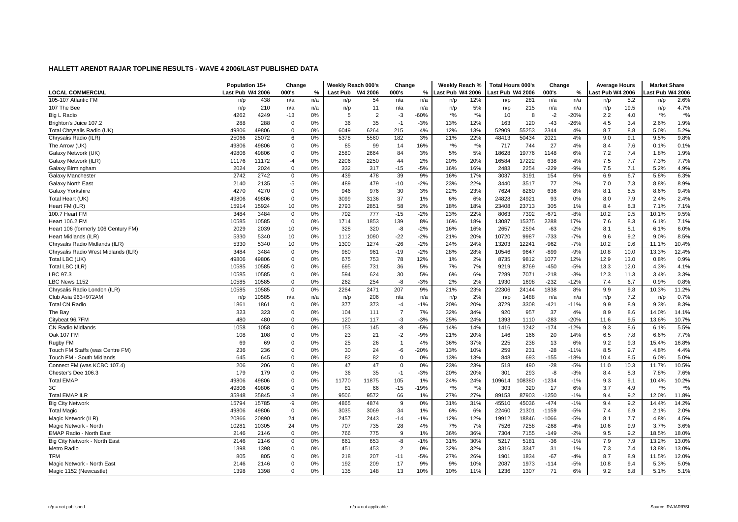# HALLETT AREND RAJAR TOPLINE RESULTS - WAVE 4 2006/LAST PUBLISHED DATA

| LOCAL COMMERCIAL | Population 15+ | | Change | | Weekly Reach 000's | | Change | | Weekly Reach % | | Total Hours 000's | | Change | | Average Hours | | Market Share | |
|---|---|---|---|---|---|---|---|---|---|---|---|---|---|---|---|---|---|---|
| | Last Pub | W4 2006 | 000's | % | Last Pub | W4 2006 | 000's | % | Last Pub | W4 2006 | Last Pub | W4 2006 | 000's | % | Last Pub | W4 2006 | Last Pub | W4 2006 |
| 105-107 Atlantic FM | n/p | 438 | n/a | n/a | n/p | 54 | n/a | n/a | n/p | 12% | n/p | 281 | n/a | n/a | n/p | 5.2 | n/p | 2.6% |
| 107 The Bee | n/p | 210 | n/a | n/a | n/p | 11 | n/a | n/a | n/p | 5% | n/p | 215 | n/a | n/a | n/p | 19.5 | n/p | 4.7% |
| Big L Radio | 4262 | 4249 | -13 | 0% | 5 | 2 | -3 | -60% | *% | *% | 10 | 8 | -2 | -20% | 2.2 | 4.0 | *% | *% |
| Brighton's Juice 107.2 | 288 | 288 | 0 | 0% | 36 | 35 | -1 | -3% | 13% | 12% | 163 | 120 | -43 | -26% | 4.5 | 3.4 | 2.6% | 1.9% |
| Total Chrysalis Radio (UK) | 49806 | 49806 | 0 | 0% | 6049 | 6264 | 215 | 4% | 12% | 13% | 52909 | 55253 | 2344 | 4% | 8.7 | 8.8 | 5.0% | 5.2% |
| Chrysalis Radio (ILR) | 25066 | 25072 | 6 | 0% | 5378 | 5560 | 182 | 3% | 21% | 22% | 48413 | 50434 | 2021 | 4% | 9.0 | 9.1 | 9.5% | 9.8% |
| The Arrow (UK) | 49806 | 49806 | 0 | 0% | 85 | 99 | 14 | 16% | *% | *% | 717 | 744 | 27 | 4% | 8.4 | 7.6 | 0.1% | 0.1% |
| Galaxy Network (UK) | 49806 | 49806 | 0 | 0% | 2580 | 2664 | 84 | 3% | 5% | 5% | 18628 | 19776 | 1148 | 6% | 7.2 | 7.4 | 1.8% | 1.9% |
| Galaxy Network (ILR) | 11176 | 11172 | -4 | 0% | 2206 | 2250 | 44 | 2% | 20% | 20% | 16584 | 17222 | 638 | 4% | 7.5 | 7.7 | 7.3% | 7.7% |
| Galaxy Birmingham | 2024 | 2024 | 0 | 0% | 332 | 317 | -15 | -5% | 16% | 16% | 2483 | 2254 | -229 | -9% | 7.5 | 7.1 | 5.2% | 4.9% |
| Galaxy Manchester | 2742 | 2742 | 0 | 0% | 439 | 478 | 39 | 9% | 16% | 17% | 3037 | 3191 | 154 | 5% | 6.9 | 6.7 | 5.8% | 6.3% |
| Galaxy North East | 2140 | 2135 | -5 | 0% | 489 | 479 | -10 | -2% | 23% | 22% | 3440 | 3517 | 77 | 2% | 7.0 | 7.3 | 8.8% | 8.9% |
| Galaxy Yorkshire | 4270 | 4270 | 0 | 0% | 946 | 976 | 30 | 3% | 22% | 23% | 7624 | 8260 | 636 | 8% | 8.1 | 8.5 | 8.6% | 9.4% |
| Total Heart (UK) | 49806 | 49806 | 0 | 0% | 3099 | 3136 | 37 | 1% | 6% | 6% | 24828 | 24921 | 93 | 0% | 8.0 | 7.9 | 2.4% | 2.4% |
| Heart FM (ILR) | 15914 | 15924 | 10 | 0% | 2793 | 2851 | 58 | 2% | 18% | 18% | 23408 | 23713 | 305 | 1% | 8.4 | 8.3 | 7.1% | 7.1% |
| 100.7 Heart FM | 3484 | 3484 | 0 | 0% | 792 | 777 | -15 | -2% | 23% | 22% | 8063 | 7392 | -671 | -8% | 10.2 | 9.5 | 10.1% | 9.5% |
| Heart 106.2 FM | 10585 | 10585 | 0 | 0% | 1714 | 1853 | 139 | 8% | 16% | 18% | 13087 | 15375 | 2288 | 17% | 7.6 | 8.3 | 6.1% | 7.1% |
| Heart 106 (formerly 106 Century FM) | 2029 | 2039 | 10 | 0% | 328 | 320 | -8 | -2% | 16% | 16% | 2657 | 2594 | -63 | -2% | 8.1 | 8.1 | 6.1% | 6.0% |
| Heart Midlands (ILR) | 5330 | 5340 | 10 | 0% | 1112 | 1090 | -22 | -2% | 21% | 20% | 10720 | 9987 | -733 | -7% | 9.6 | 9.2 | 9.0% | 8.5% |
| Chrysalis Radio Midlands (ILR) | 5330 | 5340 | 10 | 0% | 1300 | 1274 | -26 | -2% | 24% | 24% | 13203 | 12241 | -962 | -7% | 10.2 | 9.6 | 11.1% | 10.4% |
| Chrysalis Radio West Midlands (ILR) | 3484 | 3484 | 0 | 0% | 980 | 961 | -19 | -2% | 28% | 28% | 10546 | 9647 | -899 | -9% | 10.8 | 10.0 | 13.3% | 12.4% |
| Total LBC (UK) | 49806 | 49806 | 0 | 0% | 675 | 753 | 78 | 12% | 1% | 2% | 8735 | 9812 | 1077 | 12% | 12.9 | 13.0 | 0.8% | 0.9% |
| Total LBC (ILR) | 10585 | 10585 | 0 | 0% | 695 | 731 | 36 | 5% | 7% | 7% | 9219 | 8769 | -450 | -5% | 13.3 | 12.0 | 4.3% | 4.1% |
| LBC 97.3 | 10585 | 10585 | 0 | 0% | 594 | 624 | 30 | 5% | 6% | 6% | 7289 | 7071 | -218 | -3% | 12.3 | 11.3 | 3.4% | 3.3% |
| LBC News 1152 | 10585 | 10585 | 0 | 0% | 262 | 254 | -8 | -3% | 2% | 2% | 1930 | 1698 | -232 | -12% | 7.4 | 6.7 | 0.9% | 0.8% |
| Chrysalis Radio London (ILR) | 10585 | 10585 | 0 | 0% | 2264 | 2471 | 207 | 9% | 21% | 23% | 22306 | 24144 | 1838 | 8% | 9.9 | 9.8 | 10.3% | 11.2% |
| Club Asia 963+972AM | n/p | 10585 | n/a | n/a | n/p | 206 | n/a | n/a | n/p | 2% | n/p | 1488 | n/a | n/a | n/p | 7.2 | n/p | 0.7% |
| Total CN Radio | 1861 | 1861 | 0 | 0% | 377 | 373 | -4 | -1% | 20% | 20% | 3729 | 3308 | -421 | -11% | 9.9 | 8.9 | 9.3% | 8.3% |
| The Bay | 323 | 323 | 0 | 0% | 104 | 111 | 7 | 7% | 32% | 34% | 920 | 957 | 37 | 4% | 8.9 | 8.6 | 14.0% | 14.1% |
| Citybeat 96.7FM | 480 | 480 | 0 | 0% | 120 | 117 | -3 | -3% | 25% | 24% | 1393 | 1110 | -283 | -20% | 11.6 | 9.5 | 13.6% | 10.7% |
| CN Radio Midlands | 1058 | 1058 | 0 | 0% | 153 | 145 | -8 | -5% | 14% | 14% | 1416 | 1242 | -174 | -12% | 9.3 | 8.6 | 6.1% | 5.5% |
| Oak 107 FM | 108 | 108 | 0 | 0% | 23 | 21 | -2 | -9% | 21% | 20% | 146 | 166 | 20 | 14% | 6.5 | 7.8 | 6.6% | 7.7% |
| Rugby FM | 69 | 69 | 0 | 0% | 25 | 26 | 1 | 4% | 36% | 37% | 225 | 238 | 13 | 6% | 9.2 | 9.3 | 15.4% | 16.8% |
| Touch FM Staffs (was Centre FM) | 236 | 236 | 0 | 0% | 30 | 24 | -6 | -20% | 13% | 10% | 259 | 231 | -28 | -11% | 8.5 | 9.7 | 4.8% | 4.4% |
| Touch FM - South Midlands | 645 | 645 | 0 | 0% | 82 | 82 | 0 | 0% | 13% | 13% | 848 | 693 | -155 | -18% | 10.4 | 8.5 | 6.0% | 5.0% |
| Connect FM (was KCBC 107.4) | 206 | 206 | 0 | 0% | 47 | 47 | 0 | 0% | 23% | 23% | 518 | 490 | -28 | -5% | 11.0 | 10.3 | 11.7% | 10.5% |
| Chester's Dee 106.3 | 179 | 179 | 0 | 0% | 36 | 35 | -1 | -3% | 20% | 20% | 301 | 293 | -8 | -3% | 8.4 | 8.3 | 7.8% | 7.6% |
| Total EMAP | 49806 | 49806 | 0 | 0% | 11770 | 11875 | 105 | 1% | 24% | 24% | 109614 | 108380 | -1234 | -1% | 9.3 | 9.1 | 10.4% | 10.2% |
| 3C | 49806 | 49806 | 0 | 0% | 81 | 66 | -15 | -19% | *% | *% | 303 | 320 | 17 | 6% | 3.7 | 4.9 | *% | *% |
| Total EMAP ILR | 35848 | 35845 | -3 | 0% | 9506 | 9572 | 66 | 1% | 27% | 27% | 89153 | 87903 | -1250 | -1% | 9.4 | 9.2 | 12.0% | 11.8% |
| Big City Network | 15794 | 15785 | -9 | 0% | 4865 | 4874 | 9 | 0% | 31% | 31% | 45510 | 45036 | -474 | -1% | 9.4 | 9.2 | 14.4% | 14.2% |
| Total Magic | 49806 | 49806 | 0 | 0% | 3035 | 3069 | 34 | 1% | 6% | 6% | 22460 | 21301 | -1159 | -5% | 7.4 | 6.9 | 2.1% | 2.0% |
| Magic Network (ILR) | 20866 | 20890 | 24 | 0% | 2457 | 2443 | -14 | -1% | 12% | 12% | 19912 | 18846 | -1066 | -5% | 8.1 | 7.7 | 4.8% | 4.5% |
| Magic Network - North | 10281 | 10305 | 24 | 0% | 707 | 735 | 28 | 4% | 7% | 7% | 7526 | 7258 | -268 | -4% | 10.6 | 9.9 | 3.7% | 3.6% |
| EMAP Radio - North East | 2146 | 2146 | 0 | 0% | 766 | 775 | 9 | 1% | 36% | 36% | 7304 | 7155 | -149 | -2% | 9.5 | 9.2 | 18.5% | 18.0% |
| Big City Network - North East | 2146 | 2146 | 0 | 0% | 661 | 653 | -8 | -1% | 31% | 30% | 5217 | 5181 | -36 | -1% | 7.9 | 7.9 | 13.2% | 13.0% |
| Metro Radio | 1398 | 1398 | 0 | 0% | 451 | 453 | 2 | 0% | 32% | 32% | 3316 | 3347 | 31 | 1% | 7.3 | 7.4 | 13.8% | 13.0% |
| TFM | 805 | 805 | 0 | 0% | 218 | 207 | -11 | -5% | 27% | 26% | 1901 | 1834 | -67 | -4% | 8.7 | 8.9 | 11.5% | 12.0% |
| Magic Network - North East | 2146 | 2146 | 0 | 0% | 192 | 209 | 17 | 9% | 9% | 10% | 2087 | 1973 | -114 | -5% | 10.8 | 9.4 | 5.3% | 5.0% |
| Magic 1152 (Newcastle) | 1398 | 1398 | 0 | 0% | 135 | 148 | 13 | 10% | 10% | 11% | 1236 | 1307 | 71 | 6% | 9.2 | 8.8 | 5.1% | 5.1% |

n/p = not published

n/a = not applicable

Source: RAJAR/RSL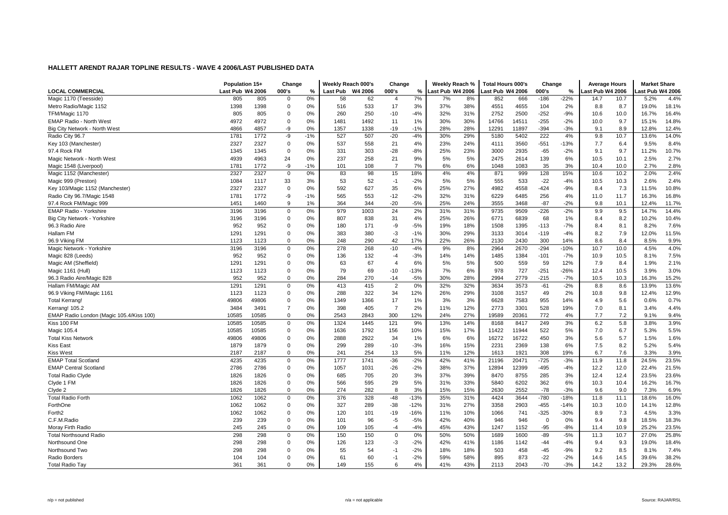**HALLETT ARENDT RAJAR TOPLINE RESULTS - WAVE 4 2006/LAST PUBLISHED DATA**

| LOCAL COMMERCIAL | Population 15+ | | Change | | Weekly Reach 000's | | Change | | Weekly Reach % | | Total Hours 000's | | Change | | Average Hours | | Market Share | |
|---|---|---|---|---|---|---|---|---|---|---|---|---|---|---|---|---|---|---|
| | Last Pub | W4 2006 | 000's | % | Last Pub | W4 2006 | 000's | % | Last Pub | W4 2006 | Last Pub | W4 2006 | 000's | % | Last Pub | W4 2006 | Last Pub | W4 2006 |
| Magic 1170 (Teesside) | 805 | 805 | 0 | 0% | 58 | 62 | 4 | 7% | 7% | 8% | 852 | 666 | -186 | -22% | 14.7 | 10.7 | 5.2% | 4.4% |
| Metro Radio/Magic 1152 | 1398 | 1398 | 0 | 0% | 516 | 533 | 17 | 3% | 37% | 38% | 4551 | 4655 | 104 | 2% | 8.8 | 8.7 | 19.0% | 18.1% |
| TFM/Magic 1170 | 805 | 805 | 0 | 0% | 260 | 250 | -10 | -4% | 32% | 31% | 2752 | 2500 | -252 | -9% | 10.6 | 10.0 | 16.7% | 16.4% |
| EMAP Radio - North West | 4972 | 4972 | 0 | 0% | 1481 | 1492 | 11 | 1% | 30% | 30% | 14766 | 14511 | -255 | -2% | 10.0 | 9.7 | 15.1% | 14.8% |
| Big City Network - North West | 4866 | 4857 | -9 | 0% | 1357 | 1338 | -19 | -1% | 28% | 28% | 12291 | 11897 | -394 | -3% | 9.1 | 8.9 | 12.8% | 12.4% |
| Radio City 96.7 | 1781 | 1772 | -9 | -1% | 527 | 507 | -20 | -4% | 30% | 29% | 5180 | 5402 | 222 | 4% | 9.8 | 10.7 | 13.6% | 14.0% |
| Key 103 (Manchester) | 2327 | 2327 | 0 | 0% | 537 | 558 | 21 | 4% | 23% | 24% | 4111 | 3560 | -551 | -13% | 7.7 | 6.4 | 9.5% | 8.4% |
| 97.4 Rock FM | 1345 | 1345 | 0 | 0% | 331 | 303 | -28 | -8% | 25% | 23% | 3000 | 2935 | -65 | -2% | 9.1 | 9.7 | 11.2% | 10.7% |
| Magic Network - North West | 4939 | 4963 | 24 | 0% | 237 | 258 | 21 | 9% | 5% | 5% | 2475 | 2614 | 139 | 6% | 10.5 | 10.1 | 2.5% | 2.7% |
| Magic 1548 (Liverpool) | 1781 | 1772 | -9 | -1% | 101 | 108 | 7 | 7% | 6% | 6% | 1048 | 1083 | 35 | 3% | 10.4 | 10.0 | 2.7% | 2.8% |
| Magic 1152 (Manchester) | 2327 | 2327 | 0 | 0% | 83 | 98 | 15 | 18% | 4% | 4% | 871 | 999 | 128 | 15% | 10.6 | 10.2 | 2.0% | 2.4% |
| Magic 999 (Preston) | 1084 | 1117 | 33 | 3% | 53 | 52 | -1 | -2% | 5% | 5% | 555 | 533 | -22 | -4% | 10.5 | 10.3 | 2.6% | 2.4% |
| Key 103/Magic 1152 (Manchester) | 2327 | 2327 | 0 | 0% | 592 | 627 | 35 | 6% | 25% | 27% | 4982 | 4558 | -424 | -9% | 8.4 | 7.3 | 11.5% | 10.8% |
| Radio City 96.7/Magic 1548 | 1781 | 1772 | -9 | -1% | 565 | 553 | -12 | -2% | 32% | 31% | 6229 | 6485 | 256 | 4% | 11.0 | 11.7 | 16.3% | 16.8% |
| 97.4 Rock FM/Magic 999 | 1451 | 1460 | 9 | 1% | 364 | 344 | -20 | -5% | 25% | 24% | 3555 | 3468 | -87 | -2% | 9.8 | 10.1 | 12.4% | 11.7% |
| EMAP Radio - Yorkshire | 3196 | 3196 | 0 | 0% | 979 | 1003 | 24 | 2% | 31% | 31% | 9735 | 9509 | -226 | -2% | 9.9 | 9.5 | 14.7% | 14.4% |
| Big City Network - Yorkshire | 3196 | 3196 | 0 | 0% | 807 | 838 | 31 | 4% | 25% | 26% | 6771 | 6839 | 68 | 1% | 8.4 | 8.2 | 10.2% | 10.4% |
| 96.3 Radio Aire | 952 | 952 | 0 | 0% | 180 | 171 | -9 | -5% | 19% | 18% | 1508 | 1395 | -113 | -7% | 8.4 | 8.1 | 8.2% | 7.6% |
| Hallam FM | 1291 | 1291 | 0 | 0% | 383 | 380 | -3 | -1% | 30% | 29% | 3133 | 3014 | -119 | -4% | 8.2 | 7.9 | 12.0% | 11.5% |
| 96.9 Viking FM | 1123 | 1123 | 0 | 0% | 248 | 290 | 42 | 17% | 22% | 26% | 2130 | 2430 | 300 | 14% | 8.6 | 8.4 | 8.5% | 9.9% |
| Magic Network - Yorkshire | 3196 | 3196 | 0 | 0% | 278 | 268 | -10 | -4% | 9% | 8% | 2964 | 2670 | -294 | -10% | 10.7 | 10.0 | 4.5% | 4.0% |
| Magic 828 (Leeds) | 952 | 952 | 0 | 0% | 136 | 132 | -4 | -3% | 14% | 14% | 1485 | 1384 | -101 | -7% | 10.9 | 10.5 | 8.1% | 7.5% |
| Magic AM (Sheffield) | 1291 | 1291 | 0 | 0% | 63 | 67 | 4 | 6% | 5% | 5% | 500 | 559 | 59 | 12% | 7.9 | 8.4 | 1.9% | 2.1% |
| Magic 1161 (Hull) | 1123 | 1123 | 0 | 0% | 79 | 69 | -10 | -13% | 7% | 6% | 978 | 727 | -251 | -26% | 12.4 | 10.5 | 3.9% | 3.0% |
| 96.3 Radio Aire/Magic 828 | 952 | 952 | 0 | 0% | 284 | 270 | -14 | -5% | 30% | 28% | 2994 | 2779 | -215 | -7% | 10.5 | 10.3 | 16.3% | 15.2% |
| Hallam FM/Magic AM | 1291 | 1291 | 0 | 0% | 413 | 415 | 2 | 0% | 32% | 32% | 3634 | 3573 | -61 | -2% | 8.8 | 8.6 | 13.9% | 13.6% |
| 96.9 Viking FM/Magic 1161 | 1123 | 1123 | 0 | 0% | 288 | 322 | 34 | 12% | 26% | 29% | 3108 | 3157 | 49 | 2% | 10.8 | 9.8 | 12.4% | 12.9% |
| Total Kerrang! | 49806 | 49806 | 0 | 0% | 1349 | 1366 | 17 | 1% | 3% | 3% | 6628 | 7583 | 955 | 14% | 4.9 | 5.6 | 0.6% | 0.7% |
| Kerrang! 105.2 | 3484 | 3491 | 7 | 0% | 398 | 405 | 7 | 2% | 11% | 12% | 2773 | 3301 | 528 | 19% | 7.0 | 8.1 | 3.4% | 4.4% |
| EMAP Radio London (Magic 105.4/Kiss 100) | 10585 | 10585 | 0 | 0% | 2543 | 2843 | 300 | 12% | 24% | 27% | 19589 | 20361 | 772 | 4% | 7.7 | 7.2 | 9.1% | 9.4% |
| Kiss 100 FM | 10585 | 10585 | 0 | 0% | 1324 | 1445 | 121 | 9% | 13% | 14% | 8168 | 8417 | 249 | 3% | 6.2 | 5.8 | 3.8% | 3.9% |
| Magic 105.4 | 10585 | 10585 | 0 | 0% | 1636 | 1792 | 156 | 10% | 15% | 17% | 11422 | 11944 | 522 | 5% | 7.0 | 6.7 | 5.3% | 5.5% |
| Total Kiss Network | 49806 | 49806 | 0 | 0% | 2888 | 2922 | 34 | 1% | 6% | 6% | 16272 | 16722 | 450 | 3% | 5.6 | 5.7 | 1.5% | 1.6% |
| Kiss East | 1879 | 1879 | 0 | 0% | 299 | 289 | -10 | -3% | 16% | 15% | 2231 | 2369 | 138 | 6% | 7.5 | 8.2 | 5.2% | 5.4% |
| Kiss West | 2187 | 2187 | 0 | 0% | 241 | 254 | 13 | 5% | 11% | 12% | 1613 | 1921 | 308 | 19% | 6.7 | 7.6 | 3.3% | 3.9% |
| EMAP Total Scotland | 4235 | 4235 | 0 | 0% | 1777 | 1741 | -36 | -2% | 42% | 41% | 21196 | 20471 | -725 | -3% | 11.9 | 11.8 | 24.5% | 23.5% |
| EMAP Central Scotland | 2786 | 2786 | 0 | 0% | 1057 | 1031 | -26 | -2% | 38% | 37% | 12894 | 12399 | -495 | -4% | 12.2 | 12.0 | 22.4% | 21.5% |
| Total Radio Clyde | 1826 | 1826 | 0 | 0% | 685 | 705 | 20 | 3% | 37% | 39% | 8470 | 8755 | 285 | 3% | 12.4 | 12.4 | 23.5% | 23.6% |
| Clyde 1 FM | 1826 | 1826 | 0 | 0% | 566 | 595 | 29 | 5% | 31% | 33% | 5840 | 6202 | 362 | 6% | 10.3 | 10.4 | 16.2% | 16.7% |
| Clyde 2 | 1826 | 1826 | 0 | 0% | 274 | 282 | 8 | 3% | 15% | 15% | 2630 | 2552 | -78 | -3% | 9.6 | 9.0 | 7.3% | 6.9% |
| Total Radio Forth | 1062 | 1062 | 0 | 0% | 376 | 328 | -48 | -13% | 35% | 31% | 4424 | 3644 | -780 | -18% | 11.8 | 11.1 | 18.6% | 16.0% |
| ForthOne | 1062 | 1062 | 0 | 0% | 327 | 289 | -38 | -12% | 31% | 27% | 3358 | 2903 | -455 | -14% | 10.3 | 10.0 | 14.1% | 12.8% |
| Forth2 | 1062 | 1062 | 0 | 0% | 120 | 101 | -19 | -16% | 11% | 10% | 1066 | 741 | -325 | -30% | 8.9 | 7.3 | 4.5% | 3.3% |
| C.F.M.Radio | 239 | 239 | 0 | 0% | 101 | 96 | -5 | -5% | 42% | 40% | 946 | 946 | 0 | 0% | 9.4 | 9.8 | 18.5% | 18.3% |
| Moray Firth Radio | 245 | 245 | 0 | 0% | 109 | 105 | -4 | -4% | 45% | 43% | 1247 | 1152 | -95 | -8% | 11.4 | 10.9 | 25.2% | 23.5% |
| Total Northsound Radio | 298 | 298 | 0 | 0% | 150 | 150 | 0 | 0% | 50% | 50% | 1689 | 1600 | -89 | -5% | 11.3 | 10.7 | 27.0% | 25.8% |
| Northsound One | 298 | 298 | 0 | 0% | 126 | 123 | -3 | -2% | 42% | 41% | 1186 | 1142 | -44 | -4% | 9.4 | 9.3 | 19.0% | 18.4% |
| Northsound Two | 298 | 298 | 0 | 0% | 55 | 54 | -1 | -2% | 18% | 18% | 503 | 458 | -45 | -9% | 9.2 | 8.5 | 8.1% | 7.4% |
| Radio Borders | 104 | 104 | 0 | 0% | 61 | 60 | -1 | -2% | 59% | 58% | 895 | 873 | -22 | -2% | 14.6 | 14.5 | 39.6% | 38.2% |
| Total Radio Tay | 361 | 361 | 0 | 0% | 149 | 155 | 6 | 4% | 41% | 43% | 2113 | 2043 | -70 | -3% | 14.2 | 13.2 | 29.3% | 28.6% |

n/p = not published n/a = not applicable Source: RAJAR/RSL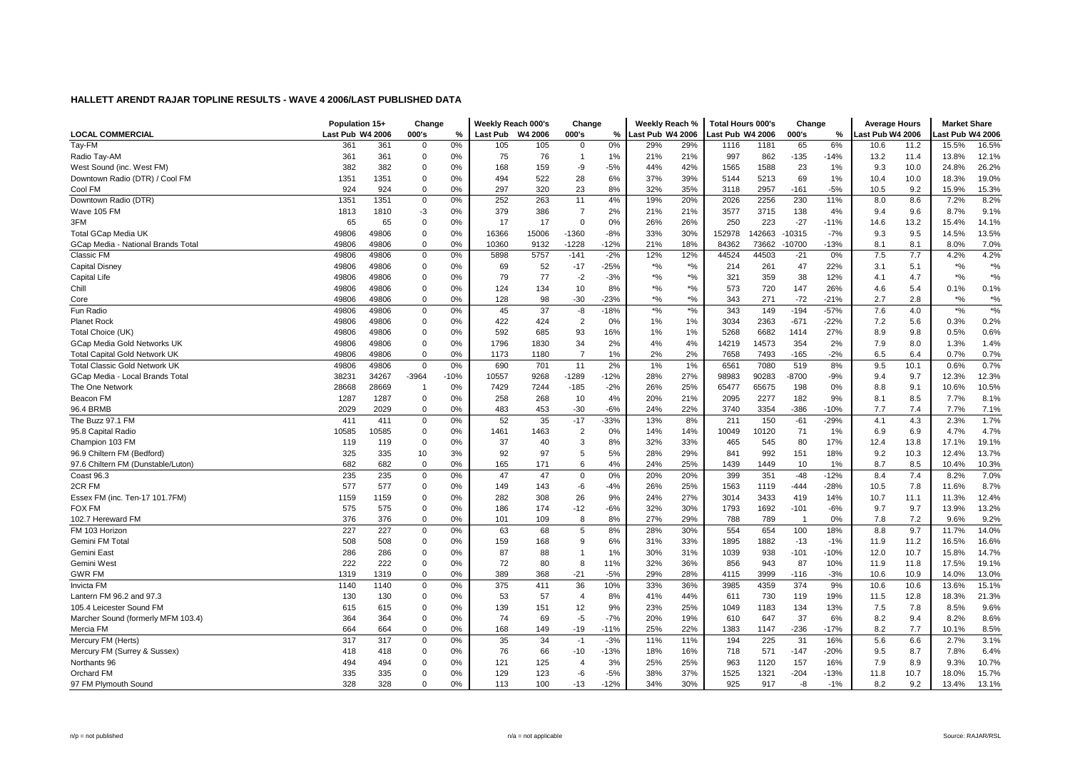## HALLETT ARENDT RAJAR TOPLINE RESULTS - WAVE 4 2006/LAST PUBLISHED DATA

| LOCAL COMMERCIAL | Population 15+ | | Change | | Weekly Reach 000's | | Change | | Weekly Reach % | | Total Hours 000's | | Change | | Average Hours | | Market Share | |
|---|---|---|---|---|---|---|---|---|---|---|---|---|---|---|---|---|---|---|
| | Last Pub | W4 2006 | 000's | % | Last Pub | W4 2006 | 000's | % | Last Pub | W4 2006 | Last Pub | W4 2006 | 000's | % | Last Pub | W4 2006 | Last Pub | W4 2006 |
| Tay-FM | 361 | 361 | 0 | 0% | 105 | 105 | 0 | 0% | 29% | 29% | 1116 | 1181 | 65 | 6% | 10.6 | 11.2 | 15.5% | 16.5% |
| Radio Tay-AM | 361 | 361 | 0 | 0% | 75 | 76 | 1 | 1% | 21% | 21% | 997 | 862 | -135 | -14% | 13.2 | 11.4 | 13.8% | 12.1% |
| West Sound (inc. West FM) | 382 | 382 | 0 | 0% | 168 | 159 | -9 | -5% | 44% | 42% | 1565 | 1588 | 23 | 1% | 9.3 | 10.0 | 24.8% | 26.2% |
| Downtown Radio (DTR) / Cool FM | 1351 | 1351 | 0 | 0% | 494 | 522 | 28 | 6% | 37% | 39% | 5144 | 5213 | 69 | 1% | 10.4 | 10.0 | 18.3% | 19.0% |
| Cool FM | 924 | 924 | 0 | 0% | 297 | 320 | 23 | 8% | 32% | 35% | 3118 | 2957 | -161 | -5% | 10.5 | 9.2 | 15.9% | 15.3% |
| Downtown Radio (DTR) | 1351 | 1351 | 0 | 0% | 252 | 263 | 11 | 4% | 19% | 20% | 2026 | 2256 | 230 | 11% | 8.0 | 8.6 | 7.2% | 8.2% |
| Wave 105 FM | 1813 | 1810 | -3 | 0% | 379 | 386 | 7 | 2% | 21% | 21% | 3577 | 3715 | 138 | 4% | 9.4 | 9.6 | 8.7% | 9.1% |
| 3FM | 65 | 65 | 0 | 0% | 17 | 17 | 0 | 0% | 26% | 26% | 250 | 223 | -27 | -11% | 14.6 | 13.2 | 15.4% | 14.1% |
| Total GCap Media UK | 49806 | 49806 | 0 | 0% | 16366 | 15006 | -1360 | -8% | 33% | 30% | 152978 | 142663 | -10315 | -7% | 9.3 | 9.5 | 14.5% | 13.5% |
| GCap Media - National Brands Total | 49806 | 49806 | 0 | 0% | 10360 | 9132 | -1228 | -12% | 21% | 18% | 84362 | 73662 | -10700 | -13% | 8.1 | 8.1 | 8.0% | 7.0% |
| Classic FM | 49806 | 49806 | 0 | 0% | 5898 | 5757 | -141 | -2% | 12% | 12% | 44524 | 44503 | -21 | 0% | 7.5 | 7.7 | 4.2% | 4.2% |
| Capital Disney | 49806 | 49806 | 0 | 0% | 69 | 52 | -17 | -25% | *% | *% | 214 | 261 | 47 | 22% | 3.1 | 5.1 | *% | *% |
| Capital Life | 49806 | 49806 | 0 | 0% | 79 | 77 | -2 | -3% | *% | *% | 321 | 359 | 38 | 12% | 4.1 | 4.7 | *% | *% |
| Chill | 49806 | 49806 | 0 | 0% | 124 | 134 | 10 | 8% | *% | *% | 573 | 720 | 147 | 26% | 4.6 | 5.4 | 0.1% | 0.1% |
| Core | 49806 | 49806 | 0 | 0% | 128 | 98 | -30 | -23% | *% | *% | 343 | 271 | -72 | -21% | 2.7 | 2.8 | *% | *% |
| Fun Radio | 49806 | 49806 | 0 | 0% | 45 | 37 | -8 | -18% | *% | *% | 343 | 149 | -194 | -57% | 7.6 | 4.0 | *% | *% |
| Planet Rock | 49806 | 49806 | 0 | 0% | 422 | 424 | 2 | 0% | 1% | 1% | 3034 | 2363 | -671 | -22% | 7.2 | 5.6 | 0.3% | 0.2% |
| Total Choice (UK) | 49806 | 49806 | 0 | 0% | 592 | 685 | 93 | 16% | 1% | 1% | 5268 | 6682 | 1414 | 27% | 8.9 | 9.8 | 0.5% | 0.6% |
| GCap Media Gold Networks UK | 49806 | 49806 | 0 | 0% | 1796 | 1830 | 34 | 2% | 4% | 4% | 14219 | 14573 | 354 | 2% | 7.9 | 8.0 | 1.3% | 1.4% |
| Total Capital Gold Network UK | 49806 | 49806 | 0 | 0% | 1173 | 1180 | 7 | 1% | 2% | 2% | 7658 | 7493 | -165 | -2% | 6.5 | 6.4 | 0.7% | 0.7% |
| Total Classic Gold Network UK | 49806 | 49806 | 0 | 0% | 690 | 701 | 11 | 2% | 1% | 1% | 6561 | 7080 | 519 | 8% | 9.5 | 10.1 | 0.6% | 0.7% |
| GCap Media - Local Brands Total | 38231 | 34267 | -3964 | -10% | 10557 | 9268 | -1289 | -12% | 28% | 27% | 98983 | 90283 | -8700 | -9% | 9.4 | 9.7 | 12.3% | 12.3% |
| The One Network | 28668 | 28669 | 1 | 0% | 7429 | 7244 | -185 | -2% | 26% | 25% | 65477 | 65675 | 198 | 0% | 8.8 | 9.1 | 10.6% | 10.5% |
| Beacon FM | 1287 | 1287 | 0 | 0% | 258 | 268 | 10 | 4% | 20% | 21% | 2095 | 2277 | 182 | 9% | 8.1 | 8.5 | 7.7% | 8.1% |
| 96.4 BRMB | 2029 | 2029 | 0 | 0% | 483 | 453 | -30 | -6% | 24% | 22% | 3740 | 3354 | -386 | -10% | 7.7 | 7.4 | 7.7% | 7.1% |
| The Buzz 97.1 FM | 411 | 411 | 0 | 0% | 52 | 35 | -17 | -33% | 13% | 8% | 211 | 150 | -61 | -29% | 4.1 | 4.3 | 2.3% | 1.7% |
| 95.8 Capital Radio | 10585 | 10585 | 0 | 0% | 1461 | 1463 | 2 | 0% | 14% | 14% | 10049 | 10120 | 71 | 1% | 6.9 | 6.9 | 4.7% | 4.7% |
| Champion 103 FM | 119 | 119 | 0 | 0% | 37 | 40 | 3 | 8% | 32% | 33% | 465 | 545 | 80 | 17% | 12.4 | 13.8 | 17.1% | 19.1% |
| 96.9 Chiltern FM (Bedford) | 325 | 335 | 10 | 3% | 92 | 97 | 5 | 5% | 28% | 29% | 841 | 992 | 151 | 18% | 9.2 | 10.3 | 12.4% | 13.7% |
| 97.6 Chiltern FM (Dunstable/Luton) | 682 | 682 | 0 | 0% | 165 | 171 | 6 | 4% | 24% | 25% | 1439 | 1449 | 10 | 1% | 8.7 | 8.5 | 10.4% | 10.3% |
| Coast 96.3 | 235 | 235 | 0 | 0% | 47 | 47 | 0 | 0% | 20% | 20% | 399 | 351 | -48 | -12% | 8.4 | 7.4 | 8.2% | 7.0% |
| 2CR FM | 577 | 577 | 0 | 0% | 149 | 143 | -6 | -4% | 26% | 25% | 1563 | 1119 | -444 | -28% | 10.5 | 7.8 | 11.6% | 8.7% |
| Essex FM (inc. Ten-17 101.7FM) | 1159 | 1159 | 0 | 0% | 282 | 308 | 26 | 9% | 24% | 27% | 3014 | 3433 | 419 | 14% | 10.7 | 11.1 | 11.3% | 12.4% |
| FOX FM | 575 | 575 | 0 | 0% | 186 | 174 | -12 | -6% | 32% | 30% | 1793 | 1692 | -101 | -6% | 9.7 | 9.7 | 13.9% | 13.2% |
| 102.7 Hereward FM | 376 | 376 | 0 | 0% | 101 | 109 | 8 | 8% | 27% | 29% | 788 | 789 | 1 | 0% | 7.8 | 7.2 | 9.6% | 9.2% |
| FM 103 Horizon | 227 | 227 | 0 | 0% | 63 | 68 | 5 | 8% | 28% | 30% | 554 | 654 | 100 | 18% | 8.8 | 9.7 | 11.7% | 14.0% |
| Gemini FM Total | 508 | 508 | 0 | 0% | 159 | 168 | 9 | 6% | 31% | 33% | 1895 | 1882 | -13 | -1% | 11.9 | 11.2 | 16.5% | 16.6% |
| Gemini East | 286 | 286 | 0 | 0% | 87 | 88 | 1 | 1% | 30% | 31% | 1039 | 938 | -101 | -10% | 12.0 | 10.7 | 15.8% | 14.7% |
| Gemini West | 222 | 222 | 0 | 0% | 72 | 80 | 8 | 11% | 32% | 36% | 856 | 943 | 87 | 10% | 11.9 | 11.8 | 17.5% | 19.1% |
| GWR FM | 1319 | 1319 | 0 | 0% | 389 | 368 | -21 | -5% | 29% | 28% | 4115 | 3999 | -116 | -3% | 10.6 | 10.9 | 14.0% | 13.0% |
| Invicta FM | 1140 | 1140 | 0 | 0% | 375 | 411 | 36 | 10% | 33% | 36% | 3985 | 4359 | 374 | 9% | 10.6 | 10.6 | 13.6% | 15.1% |
| Lantern FM 96.2 and 97.3 | 130 | 130 | 0 | 0% | 53 | 57 | 4 | 8% | 41% | 44% | 611 | 730 | 119 | 19% | 11.5 | 12.8 | 18.3% | 21.3% |
| 105.4 Leicester Sound FM | 615 | 615 | 0 | 0% | 139 | 151 | 12 | 9% | 23% | 25% | 1049 | 1183 | 134 | 13% | 7.5 | 7.8 | 8.5% | 9.6% |
| Marcher Sound (formerly MFM 103.4) | 364 | 364 | 0 | 0% | 74 | 69 | -5 | -7% | 20% | 19% | 610 | 647 | 37 | 6% | 8.2 | 9.4 | 8.2% | 8.6% |
| Mercia FM | 664 | 664 | 0 | 0% | 168 | 149 | -19 | -11% | 25% | 22% | 1383 | 1147 | -236 | -17% | 8.2 | 7.7 | 10.1% | 8.5% |
| Mercury FM (Herts) | 317 | 317 | 0 | 0% | 35 | 34 | -1 | -3% | 11% | 11% | 194 | 225 | 31 | 16% | 5.6 | 6.6 | 2.7% | 3.1% |
| Mercury FM (Surrey & Sussex) | 418 | 418 | 0 | 0% | 76 | 66 | -10 | -13% | 18% | 16% | 718 | 571 | -147 | -20% | 9.5 | 8.7 | 7.8% | 6.4% |
| Northants 96 | 494 | 494 | 0 | 0% | 121 | 125 | 4 | 3% | 25% | 25% | 963 | 1120 | 157 | 16% | 7.9 | 8.9 | 9.3% | 10.7% |
| Orchard FM | 335 | 335 | 0 | 0% | 129 | 123 | -6 | -5% | 38% | 37% | 1525 | 1321 | -204 | -13% | 11.8 | 10.7 | 18.0% | 15.7% |
| 97 FM Plymouth Sound | 328 | 328 | 0 | 0% | 113 | 100 | -13 | -12% | 34% | 30% | 925 | 917 | -8 | -1% | 8.2 | 9.2 | 13.4% | 13.1% |

n/p = not published n/a = not applicable Source: RAJAR/RSL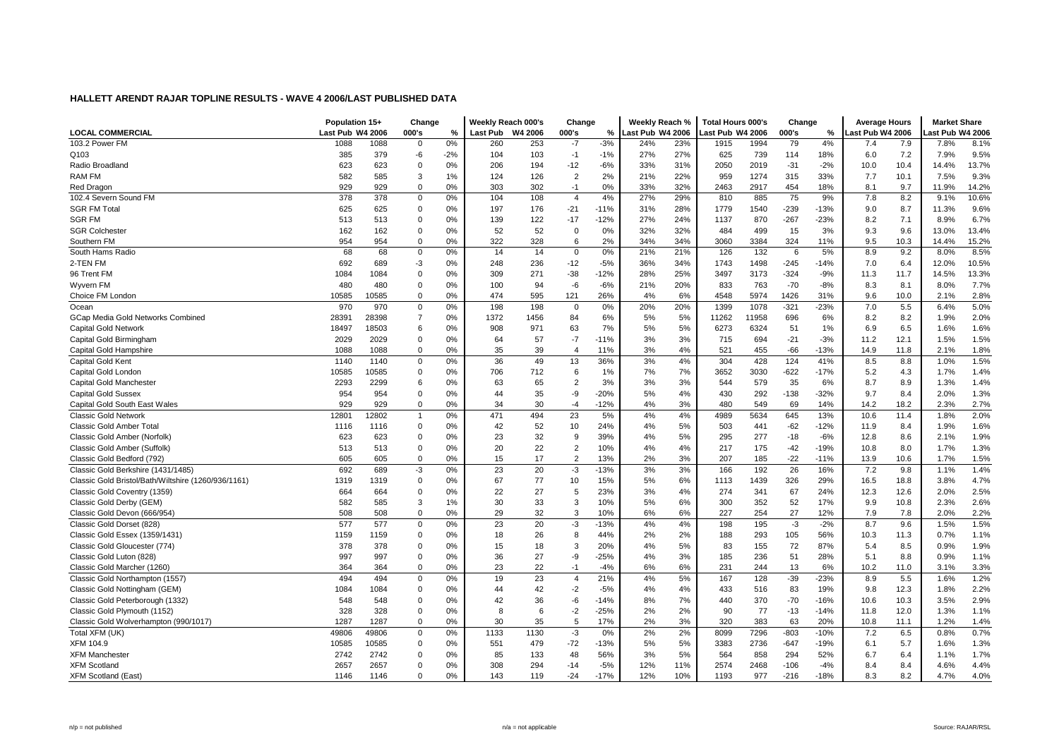**HALLETT ARENDT RAJAR TOPLINE RESULTS - WAVE 4 2006/LAST PUBLISHED DATA**

| LOCAL COMMERCIAL | Population 15+ | | Change | | Weekly Reach 000's | | Change | | Weekly Reach % | | Total Hours 000's | | Change | | Average Hours | | Market Share | |
|---|---|---|---|---|---|---|---|---|---|---|---|---|---|---|---|---|---|---|
| | Last Pub | W4 2006 | 000's | % | Last Pub | W4 2006 | 000's | % | Last Pub | W4 2006 | Last Pub | W4 2006 | 000's | % | Last Pub | W4 2006 | Last Pub | W4 2006 |
| 103.2 Power FM | 1088 | 1088 | 0 | 0% | 260 | 253 | -7 | -3% | 24% | 23% | 1915 | 1994 | 79 | 4% | 7.4 | 7.9 | 7.8% | 8.1% |
| Q103 | 385 | 379 | -6 | -2% | 104 | 103 | -1 | -1% | 27% | 27% | 625 | 739 | 114 | 18% | 6.0 | 7.2 | 7.9% | 9.5% |
| Radio Broadland | 623 | 623 | 0 | 0% | 206 | 194 | -12 | -6% | 33% | 31% | 2050 | 2019 | -31 | -2% | 10.0 | 10.4 | 14.4% | 13.7% |
| RAM FM | 582 | 585 | 3 | 1% | 124 | 126 | 2 | 2% | 21% | 22% | 959 | 1274 | 315 | 33% | 7.7 | 10.1 | 7.5% | 9.3% |
| Red Dragon | 929 | 929 | 0 | 0% | 303 | 302 | -1 | 0% | 33% | 32% | 2463 | 2917 | 454 | 18% | 8.1 | 9.7 | 11.9% | 14.2% |
| 102.4 Severn Sound FM | 378 | 378 | 0 | 0% | 104 | 108 | 4 | 4% | 27% | 29% | 810 | 885 | 75 | 9% | 7.8 | 8.2 | 9.1% | 10.6% |
| SGR FM Total | 625 | 625 | 0 | 0% | 197 | 176 | -21 | -11% | 31% | 28% | 1779 | 1540 | -239 | -13% | 9.0 | 8.7 | 11.3% | 9.6% |
| SGR FM | 513 | 513 | 0 | 0% | 139 | 122 | -17 | -12% | 27% | 24% | 1137 | 870 | -267 | -23% | 8.2 | 7.1 | 8.9% | 6.7% |
| SGR Colchester | 162 | 162 | 0 | 0% | 52 | 52 | 0 | 0% | 32% | 32% | 484 | 499 | 15 | 3% | 9.3 | 9.6 | 13.0% | 13.4% |
| Southern FM | 954 | 954 | 0 | 0% | 322 | 328 | 6 | 2% | 34% | 34% | 3060 | 3384 | 324 | 11% | 9.5 | 10.3 | 14.4% | 15.2% |
| South Hams Radio | 68 | 68 | 0 | 0% | 14 | 14 | 0 | 0% | 21% | 21% | 126 | 132 | 6 | 5% | 8.9 | 9.2 | 8.0% | 8.5% |
| 2-TEN FM | 692 | 689 | -3 | 0% | 248 | 236 | -12 | -5% | 36% | 34% | 1743 | 1498 | -245 | -14% | 7.0 | 6.4 | 12.0% | 10.5% |
| 96 Trent FM | 1084 | 1084 | 0 | 0% | 309 | 271 | -38 | -12% | 28% | 25% | 3497 | 3173 | -324 | -9% | 11.3 | 11.7 | 14.5% | 13.3% |
| Wyvern FM | 480 | 480 | 0 | 0% | 100 | 94 | -6 | -6% | 21% | 20% | 833 | 763 | -70 | -8% | 8.3 | 8.1 | 8.0% | 7.7% |
| Choice FM London | 10585 | 10585 | 0 | 0% | 474 | 595 | 121 | 26% | 4% | 6% | 4548 | 5974 | 1426 | 31% | 9.6 | 10.0 | 2.1% | 2.8% |
| Ocean | 970 | 970 | 0 | 0% | 198 | 198 | 0 | 0% | 20% | 20% | 1399 | 1078 | -321 | -23% | 7.0 | 5.5 | 6.4% | 5.0% |
| GCap Media Gold Networks Combined | 28391 | 28398 | 7 | 0% | 1372 | 1456 | 84 | 6% | 5% | 5% | 11262 | 11958 | 696 | 6% | 8.2 | 8.2 | 1.9% | 2.0% |
| Capital Gold Network | 18497 | 18503 | 6 | 0% | 908 | 971 | 63 | 7% | 5% | 5% | 6273 | 6324 | 51 | 1% | 6.9 | 6.5 | 1.6% | 1.6% |
| Capital Gold Birmingham | 2029 | 2029 | 0 | 0% | 64 | 57 | -7 | -11% | 3% | 3% | 715 | 694 | -21 | -3% | 11.2 | 12.1 | 1.5% | 1.5% |
| Capital Gold Hampshire | 1088 | 1088 | 0 | 0% | 35 | 39 | 4 | 11% | 3% | 4% | 521 | 455 | -66 | -13% | 14.9 | 11.8 | 2.1% | 1.8% |
| Capital Gold Kent | 1140 | 1140 | 0 | 0% | 36 | 49 | 13 | 36% | 3% | 4% | 304 | 428 | 124 | 41% | 8.5 | 8.8 | 1.0% | 1.5% |
| Capital Gold London | 10585 | 10585 | 0 | 0% | 706 | 712 | 6 | 1% | 7% | 7% | 3652 | 3030 | -622 | -17% | 5.2 | 4.3 | 1.7% | 1.4% |
| Capital Gold Manchester | 2293 | 2299 | 6 | 0% | 63 | 65 | 2 | 3% | 3% | 3% | 544 | 579 | 35 | 6% | 8.7 | 8.9 | 1.3% | 1.4% |
| Capital Gold Sussex | 954 | 954 | 0 | 0% | 44 | 35 | -9 | -20% | 5% | 4% | 430 | 292 | -138 | -32% | 9.7 | 8.4 | 2.0% | 1.3% |
| Capital Gold South East Wales | 929 | 929 | 0 | 0% | 34 | 30 | -4 | -12% | 4% | 3% | 480 | 549 | 69 | 14% | 14.2 | 18.2 | 2.3% | 2.7% |
| Classic Gold Network | 12801 | 12802 | 1 | 0% | 471 | 494 | 23 | 5% | 4% | 4% | 4989 | 5634 | 645 | 13% | 10.6 | 11.4 | 1.8% | 2.0% |
| Classic Gold Amber Total | 1116 | 1116 | 0 | 0% | 42 | 52 | 10 | 24% | 4% | 5% | 503 | 441 | -62 | -12% | 11.9 | 8.4 | 1.9% | 1.6% |
| Classic Gold Amber (Norfolk) | 623 | 623 | 0 | 0% | 23 | 32 | 9 | 39% | 4% | 5% | 295 | 277 | -18 | -6% | 12.8 | 8.6 | 2.1% | 1.9% |
| Classic Gold Amber (Suffolk) | 513 | 513 | 0 | 0% | 20 | 22 | 2 | 10% | 4% | 4% | 217 | 175 | -42 | -19% | 10.8 | 8.0 | 1.7% | 1.3% |
| Classic Gold Bedford (792) | 605 | 605 | 0 | 0% | 15 | 17 | 2 | 13% | 2% | 3% | 207 | 185 | -22 | -11% | 13.9 | 10.6 | 1.7% | 1.5% |
| Classic Gold Berkshire (1431/1485) | 692 | 689 | -3 | 0% | 23 | 20 | -3 | -13% | 3% | 3% | 166 | 192 | 26 | 16% | 7.2 | 9.8 | 1.1% | 1.4% |
| Classic Gold Bristol/Bath/Wiltshire (1260/936/1161) | 1319 | 1319 | 0 | 0% | 67 | 77 | 10 | 15% | 5% | 6% | 1113 | 1439 | 326 | 29% | 16.5 | 18.8 | 3.8% | 4.7% |
| Classic Gold Coventry (1359) | 664 | 664 | 0 | 0% | 22 | 27 | 5 | 23% | 3% | 4% | 274 | 341 | 67 | 24% | 12.3 | 12.6 | 2.0% | 2.5% |
| Classic Gold Derby (GEM) | 582 | 585 | 3 | 1% | 30 | 33 | 3 | 10% | 5% | 6% | 300 | 352 | 52 | 17% | 9.9 | 10.8 | 2.3% | 2.6% |
| Classic Gold Devon (666/954) | 508 | 508 | 0 | 0% | 29 | 32 | 3 | 10% | 6% | 6% | 227 | 254 | 27 | 12% | 7.9 | 7.8 | 2.0% | 2.2% |
| Classic Gold Dorset (828) | 577 | 577 | 0 | 0% | 23 | 20 | -3 | -13% | 4% | 4% | 198 | 195 | -3 | -2% | 8.7 | 9.6 | 1.5% | 1.5% |
| Classic Gold Essex (1359/1431) | 1159 | 1159 | 0 | 0% | 18 | 26 | 8 | 44% | 2% | 2% | 188 | 293 | 105 | 56% | 10.3 | 11.3 | 0.7% | 1.1% |
| Classic Gold Gloucester (774) | 378 | 378 | 0 | 0% | 15 | 18 | 3 | 20% | 4% | 5% | 83 | 155 | 72 | 87% | 5.4 | 8.5 | 0.9% | 1.9% |
| Classic Gold Luton (828) | 997 | 997 | 0 | 0% | 36 | 27 | -9 | -25% | 4% | 3% | 185 | 236 | 51 | 28% | 5.1 | 8.8 | 0.9% | 1.1% |
| Classic Gold Marcher (1260) | 364 | 364 | 0 | 0% | 23 | 22 | -1 | -4% | 6% | 6% | 231 | 244 | 13 | 6% | 10.2 | 11.0 | 3.1% | 3.3% |
| Classic Gold Northampton (1557) | 494 | 494 | 0 | 0% | 19 | 23 | 4 | 21% | 4% | 5% | 167 | 128 | -39 | -23% | 8.9 | 5.5 | 1.6% | 1.2% |
| Classic Gold Nottingham (GEM) | 1084 | 1084 | 0 | 0% | 44 | 42 | -2 | -5% | 4% | 4% | 433 | 516 | 83 | 19% | 9.8 | 12.3 | 1.8% | 2.2% |
| Classic Gold Peterborough (1332) | 548 | 548 | 0 | 0% | 42 | 36 | -6 | -14% | 8% | 7% | 440 | 370 | -70 | -16% | 10.6 | 10.3 | 3.5% | 2.9% |
| Classic Gold Plymouth (1152) | 328 | 328 | 0 | 0% | 8 | 6 | -2 | -25% | 2% | 2% | 90 | 77 | -13 | -14% | 11.8 | 12.0 | 1.3% | 1.1% |
| Classic Gold Wolverhampton (990/1017) | 1287 | 1287 | 0 | 0% | 30 | 35 | 5 | 17% | 2% | 3% | 320 | 383 | 63 | 20% | 10.8 | 11.1 | 1.2% | 1.4% |
| Total XFM (UK) | 49806 | 49806 | 0 | 0% | 1133 | 1130 | -3 | 0% | 2% | 2% | 8099 | 7296 | -803 | -10% | 7.2 | 6.5 | 0.8% | 0.7% |
| XFM 104.9 | 10585 | 10585 | 0 | 0% | 551 | 479 | -72 | -13% | 5% | 5% | 3383 | 2736 | -647 | -19% | 6.1 | 5.7 | 1.6% | 1.3% |
| XFM Manchester | 2742 | 2742 | 0 | 0% | 85 | 133 | 48 | 56% | 3% | 5% | 564 | 858 | 294 | 52% | 6.7 | 6.4 | 1.1% | 1.7% |
| XFM Scotland | 2657 | 2657 | 0 | 0% | 308 | 294 | -14 | -5% | 12% | 11% | 2574 | 2468 | -106 | -4% | 8.4 | 8.4 | 4.6% | 4.4% |
| XFM Scotland (East) | 1146 | 1146 | 0 | 0% | 143 | 119 | -24 | -17% | 12% | 10% | 1193 | 977 | -216 | -18% | 8.3 | 8.2 | 4.7% | 4.0% |

n/p = not published n/a = not applicable Source: RAJAR/RSL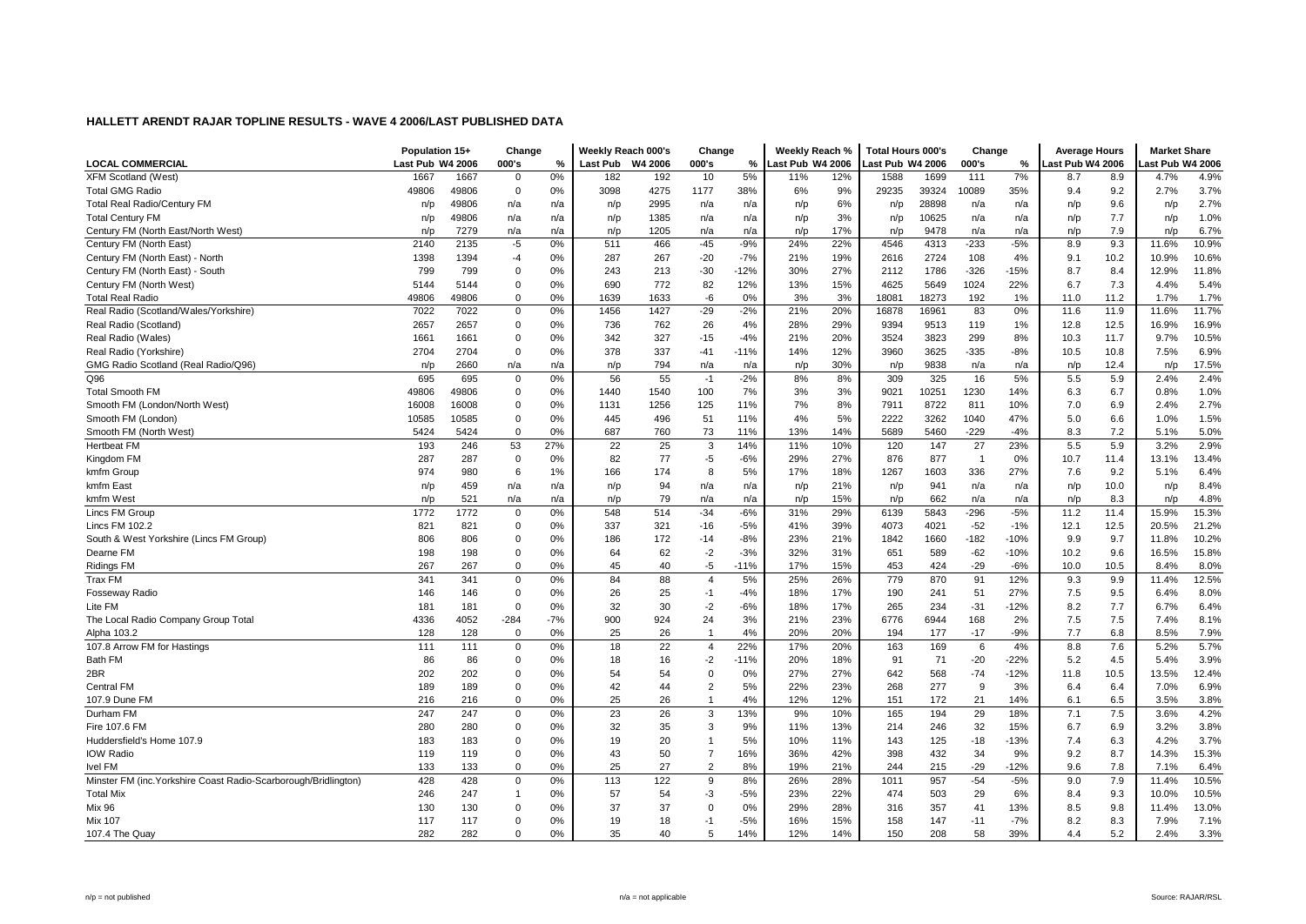# HALLETT ARENDT RAJAR TOPLINE RESULTS - WAVE 4 2006/LAST PUBLISHED DATA

| LOCAL COMMERCIAL | Population 15+ | | Change | | Weekly Reach 000's | | Change | | Weekly Reach % | | Total Hours 000's | | Change | | Average Hours | | Market Share | |
|---|---|---|---|---|---|---|---|---|---|---|---|---|---|---|---|---|---|---|
| | Last Pub | W4 2006 | 000's | % | Last Pub | W4 2006 | 000's | % | Last Pub | W4 2006 | Last Pub | W4 2006 | 000's | % | Last Pub | W4 2006 | Last Pub | W4 2006 |
| XFM Scotland (West) | 1667 | 1667 | 0 | 0% | 182 | 192 | 10 | 5% | 11% | 12% | 1588 | 1699 | 111 | 7% | 8.7 | 8.9 | 4.7% | 4.9% |
| Total GMG Radio | 49806 | 49806 | 0 | 0% | 3098 | 4275 | 1177 | 38% | 6% | 9% | 29235 | 39324 | 10089 | 35% | 9.4 | 9.2 | 2.7% | 3.7% |
| Total Real Radio/Century FM | n/p | 49806 | n/a | n/a | n/p | 2995 | n/a | n/a | n/p | 6% | n/p | 28898 | n/a | n/a | n/p | 9.6 | n/p | 2.7% |
| Total Century FM | n/p | 49806 | n/a | n/a | n/p | 1385 | n/a | n/a | n/p | 3% | n/p | 10625 | n/a | n/a | n/p | 7.7 | n/p | 1.0% |
| Century FM (North East/North West) | n/p | 7279 | n/a | n/a | n/p | 1205 | n/a | n/a | n/p | 17% | n/p | 9478 | n/a | n/a | n/p | 7.9 | n/p | 6.7% |
| Century FM (North East) | 2140 | 2135 | -5 | 0% | 511 | 466 | -45 | -9% | 24% | 22% | 4546 | 4313 | -233 | -5% | 8.9 | 9.3 | 11.6% | 10.9% |
| Century FM (North East) - North | 1398 | 1394 | -4 | 0% | 287 | 267 | -20 | -7% | 21% | 19% | 2616 | 2724 | 108 | 4% | 9.1 | 10.2 | 10.9% | 10.6% |
| Century FM (North East) - South | 799 | 799 | 0 | 0% | 243 | 213 | -30 | -12% | 30% | 27% | 2112 | 1786 | -326 | -15% | 8.7 | 8.4 | 12.9% | 11.8% |
| Century FM (North West) | 5144 | 5144 | 0 | 0% | 690 | 772 | 82 | 12% | 13% | 15% | 4625 | 5649 | 1024 | 22% | 6.7 | 7.3 | 4.4% | 5.4% |
| Total Real Radio | 49806 | 49806 | 0 | 0% | 1639 | 1633 | -6 | 0% | 3% | 3% | 18081 | 18273 | 192 | 1% | 11.0 | 11.2 | 1.7% | 1.7% |
| Real Radio (Scotland/Wales/Yorkshire) | 7022 | 7022 | 0 | 0% | 1456 | 1427 | -29 | -2% | 21% | 20% | 16878 | 16961 | 83 | 0% | 11.6 | 11.9 | 11.6% | 11.7% |
| Real Radio (Scotland) | 2657 | 2657 | 0 | 0% | 736 | 762 | 26 | 4% | 28% | 29% | 9394 | 9513 | 119 | 1% | 12.8 | 12.5 | 16.9% | 16.9% |
| Real Radio (Wales) | 1661 | 1661 | 0 | 0% | 342 | 327 | -15 | -4% | 21% | 20% | 3524 | 3823 | 299 | 8% | 10.3 | 11.7 | 9.7% | 10.5% |
| Real Radio (Yorkshire) | 2704 | 2704 | 0 | 0% | 378 | 337 | -41 | -11% | 14% | 12% | 3960 | 3625 | -335 | -8% | 10.5 | 10.8 | 7.5% | 6.9% |
| GMG Radio Scotland (Real Radio/Q96) | n/p | 2660 | n/a | n/a | n/p | 794 | n/a | n/a | n/p | 30% | n/p | 9838 | n/a | n/a | n/p | 12.4 | n/p | 17.5% |
| Q96 | 695 | 695 | 0 | 0% | 56 | 55 | -1 | -2% | 8% | 8% | 309 | 325 | 16 | 5% | 5.5 | 5.9 | 2.4% | 2.4% |
| Total Smooth FM | 49806 | 49806 | 0 | 0% | 1440 | 1540 | 100 | 7% | 3% | 3% | 9021 | 10251 | 1230 | 14% | 6.3 | 6.7 | 0.8% | 1.0% |
| Smooth FM (London/North West) | 16008 | 16008 | 0 | 0% | 1131 | 1256 | 125 | 11% | 7% | 8% | 7911 | 8722 | 811 | 10% | 7.0 | 6.9 | 2.4% | 2.7% |
| Smooth FM (London) | 10585 | 10585 | 0 | 0% | 445 | 496 | 51 | 11% | 4% | 5% | 2222 | 3262 | 1040 | 47% | 5.0 | 6.6 | 1.0% | 1.5% |
| Smooth FM (North West) | 5424 | 5424 | 0 | 0% | 687 | 760 | 73 | 11% | 13% | 14% | 5689 | 5460 | -229 | -4% | 8.3 | 7.2 | 5.1% | 5.0% |
| Hertbeat FM | 193 | 246 | 53 | 27% | 22 | 25 | 3 | 14% | 11% | 10% | 120 | 147 | 27 | 23% | 5.5 | 5.9 | 3.2% | 2.9% |
| Kingdom FM | 287 | 287 | 0 | 0% | 82 | 77 | -5 | -6% | 29% | 27% | 876 | 877 | 1 | 0% | 10.7 | 11.4 | 13.1% | 13.4% |
| kmfm Group | 974 | 980 | 6 | 1% | 166 | 174 | 8 | 5% | 17% | 18% | 1267 | 1603 | 336 | 27% | 7.6 | 9.2 | 5.1% | 6.4% |
| kmfm East | n/p | 459 | n/a | n/a | n/p | 94 | n/a | n/a | n/p | 21% | n/p | 941 | n/a | n/a | n/p | 10.0 | n/p | 8.4% |
| kmfm West | n/p | 521 | n/a | n/a | n/p | 79 | n/a | n/a | n/p | 15% | n/p | 662 | n/a | n/a | n/p | 8.3 | n/p | 4.8% |
| Lincs FM Group | 1772 | 1772 | 0 | 0% | 548 | 514 | -34 | -6% | 31% | 29% | 6139 | 5843 | -296 | -5% | 11.2 | 11.4 | 15.9% | 15.3% |
| Lincs FM 102.2 | 821 | 821 | 0 | 0% | 337 | 321 | -16 | -5% | 41% | 39% | 4073 | 4021 | -52 | -1% | 12.1 | 12.5 | 20.5% | 21.2% |
| South & West Yorkshire (Lincs FM Group) | 806 | 806 | 0 | 0% | 186 | 172 | -14 | -8% | 23% | 21% | 1842 | 1660 | -182 | -10% | 9.9 | 9.7 | 11.8% | 10.2% |
| Dearne FM | 198 | 198 | 0 | 0% | 64 | 62 | -2 | -3% | 32% | 31% | 651 | 589 | -62 | -10% | 10.2 | 9.6 | 16.5% | 15.8% |
| Ridings FM | 267 | 267 | 0 | 0% | 45 | 40 | -5 | -11% | 17% | 15% | 453 | 424 | -29 | -6% | 10.0 | 10.5 | 8.4% | 8.0% |
| Trax FM | 341 | 341 | 0 | 0% | 84 | 88 | 4 | 5% | 25% | 26% | 779 | 870 | 91 | 12% | 9.3 | 9.9 | 11.4% | 12.5% |
| Fosseway Radio | 146 | 146 | 0 | 0% | 26 | 25 | -1 | -4% | 18% | 17% | 190 | 241 | 51 | 27% | 7.5 | 9.5 | 6.4% | 8.0% |
| Lite FM | 181 | 181 | 0 | 0% | 32 | 30 | -2 | -6% | 18% | 17% | 265 | 234 | -31 | -12% | 8.2 | 7.7 | 6.7% | 6.4% |
| The Local Radio Company Group Total | 4336 | 4052 | -284 | -7% | 900 | 924 | 24 | 3% | 21% | 23% | 6776 | 6944 | 168 | 2% | 7.5 | 7.5 | 7.4% | 8.1% |
| Alpha 103.2 | 128 | 128 | 0 | 0% | 25 | 26 | 1 | 4% | 20% | 20% | 194 | 177 | -17 | -9% | 7.7 | 6.8 | 8.5% | 7.9% |
| 107.8 Arrow FM for Hastings | 111 | 111 | 0 | 0% | 18 | 22 | 4 | 22% | 17% | 20% | 163 | 169 | 6 | 4% | 8.8 | 7.6 | 5.2% | 5.7% |
| Bath FM | 86 | 86 | 0 | 0% | 18 | 16 | -2 | -11% | 20% | 18% | 91 | 71 | -20 | -22% | 5.2 | 4.5 | 5.4% | 3.9% |
| 2BR | 202 | 202 | 0 | 0% | 54 | 54 | 0 | 0% | 27% | 27% | 642 | 568 | -74 | -12% | 11.8 | 10.5 | 13.5% | 12.4% |
| Central FM | 189 | 189 | 0 | 0% | 42 | 44 | 2 | 5% | 22% | 23% | 268 | 277 | 9 | 3% | 6.4 | 6.4 | 7.0% | 6.9% |
| 107.9 Dune FM | 216 | 216 | 0 | 0% | 25 | 26 | 1 | 4% | 12% | 12% | 151 | 172 | 21 | 14% | 6.1 | 6.5 | 3.5% | 3.8% |
| Durham FM | 247 | 247 | 0 | 0% | 23 | 26 | 3 | 13% | 9% | 10% | 165 | 194 | 29 | 18% | 7.1 | 7.5 | 3.6% | 4.2% |
| Fire 107.6 FM | 280 | 280 | 0 | 0% | 32 | 35 | 3 | 9% | 11% | 13% | 214 | 246 | 32 | 15% | 6.7 | 6.9 | 3.2% | 3.8% |
| Huddersfield's Home 107.9 | 183 | 183 | 0 | 0% | 19 | 20 | 1 | 5% | 10% | 11% | 143 | 125 | -18 | -13% | 7.4 | 6.3 | 4.2% | 3.7% |
| IOW Radio | 119 | 119 | 0 | 0% | 43 | 50 | 7 | 16% | 36% | 42% | 398 | 432 | 34 | 9% | 9.2 | 8.7 | 14.3% | 15.3% |
| Ivel FM | 133 | 133 | 0 | 0% | 25 | 27 | 2 | 8% | 19% | 21% | 244 | 215 | -29 | -12% | 9.6 | 7.8 | 7.1% | 6.4% |
| Minster FM (inc.Yorkshire Coast Radio-Scarborough/Bridlington) | 428 | 428 | 0 | 0% | 113 | 122 | 9 | 8% | 26% | 28% | 1011 | 957 | -54 | -5% | 9.0 | 7.9 | 11.4% | 10.5% |
| Total Mix | 246 | 247 | 1 | 0% | 57 | 54 | -3 | -5% | 23% | 22% | 474 | 503 | 29 | 6% | 8.4 | 9.3 | 10.0% | 10.5% |
| Mix 96 | 130 | 130 | 0 | 0% | 37 | 37 | 0 | 0% | 29% | 28% | 316 | 357 | 41 | 13% | 8.5 | 9.8 | 11.4% | 13.0% |
| Mix 107 | 117 | 117 | 0 | 0% | 19 | 18 | -1 | -5% | 16% | 15% | 158 | 147 | -11 | -7% | 8.2 | 8.3 | 7.9% | 7.1% |
| 107.4 The Quay | 282 | 282 | 0 | 0% | 35 | 40 | 5 | 14% | 12% | 14% | 150 | 208 | 58 | 39% | 4.4 | 5.2 | 2.4% | 3.3% |

n/p = not published n/a = not applicable Source: RAJAR/RSL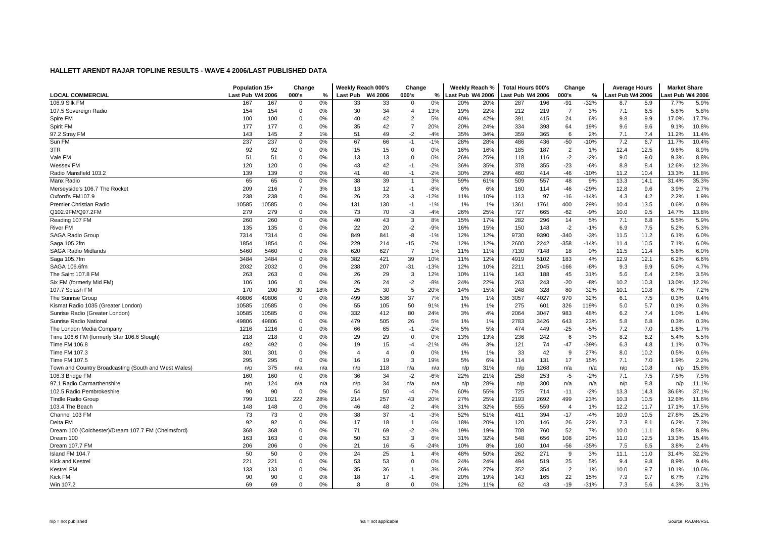## HALLETT ARENDT RAJAR TOPLINE RESULTS - WAVE 4 2006/LAST PUBLISHED DATA

| LOCAL COMMERCIAL | Population 15+ | | Change | | Weekly Reach 000's | | Change | | Weekly Reach % | | Total Hours 000's | | Change | | Average Hours | | Market Share | |
|---|---|---|---|---|---|---|---|---|---|---|---|---|---|---|---|---|---|---|
| | Last Pub | W4 2006 | 000's | % | Last Pub | W4 2006 | 000's | % | Last Pub | W4 2006 | Last Pub | W4 2006 | 000's | % | Last Pub | W4 2006 | Last Pub | W4 2006 |
| 106.9 Silk FM | 167 | 167 | 0 | 0% | 33 | 33 | 0 | 0% | 20% | 20% | 287 | 196 | -91 | -32% | 8.7 | 5.9 | 7.7% | 5.9% |
| 107.5 Sovereign Radio | 154 | 154 | 0 | 0% | 30 | 34 | 4 | 13% | 19% | 22% | 212 | 219 | 7 | 3% | 7.1 | 6.5 | 5.8% | 5.8% |
| Spire FM | 100 | 100 | 0 | 0% | 40 | 42 | 2 | 5% | 40% | 42% | 391 | 415 | 24 | 6% | 9.8 | 9.9 | 17.0% | 17.7% |
| Spirit FM | 177 | 177 | 0 | 0% | 35 | 42 | 7 | 20% | 20% | 24% | 334 | 398 | 64 | 19% | 9.6 | 9.6 | 9.1% | 10.8% |
| 97.2 Stray FM | 143 | 145 | 2 | 1% | 51 | 49 | -2 | -4% | 35% | 34% | 359 | 365 | 6 | 2% | 7.1 | 7.4 | 11.2% | 11.4% |
| Sun FM | 237 | 237 | 0 | 0% | 67 | 66 | -1 | -1% | 28% | 28% | 486 | 436 | -50 | -10% | 7.2 | 6.7 | 11.7% | 10.4% |
| 3TR | 92 | 92 | 0 | 0% | 15 | 15 | 0 | 0% | 16% | 16% | 185 | 187 | 2 | 1% | 12.4 | 12.5 | 9.6% | 8.9% |
| Vale FM | 51 | 51 | 0 | 0% | 13 | 13 | 0 | 0% | 26% | 25% | 118 | 116 | -2 | -2% | 9.0 | 9.0 | 9.3% | 8.8% |
| Wessex FM | 120 | 120 | 0 | 0% | 43 | 42 | -1 | -2% | 36% | 35% | 378 | 355 | -23 | -6% | 8.8 | 8.4 | 12.6% | 12.3% |
| Radio Mansfield 103.2 | 139 | 139 | 0 | 0% | 41 | 40 | -1 | -2% | 30% | 29% | 460 | 414 | -46 | -10% | 11.2 | 10.4 | 13.3% | 11.8% |
| Manx Radio | 65 | 65 | 0 | 0% | 38 | 39 | 1 | 3% | 59% | 61% | 509 | 557 | 48 | 9% | 13.3 | 14.1 | 31.4% | 35.3% |
| Merseyside's 106.7 The Rocket | 209 | 216 | 7 | 3% | 13 | 12 | -1 | -8% | 6% | 6% | 160 | 114 | -46 | -29% | 12.8 | 9.6 | 3.9% | 2.7% |
| Oxford's FM107.9 | 238 | 238 | 0 | 0% | 26 | 23 | -3 | -12% | 11% | 10% | 113 | 97 | -16 | -14% | 4.3 | 4.2 | 2.2% | 1.9% |
| Premier Christian Radio | 10585 | 10585 | 0 | 0% | 131 | 130 | -1 | -1% | 1% | 1% | 1361 | 1761 | 400 | 29% | 10.4 | 13.5 | 0.6% | 0.8% |
| Q102.9FM/Q97.2FM | 279 | 279 | 0 | 0% | 73 | 70 | -3 | -4% | 26% | 25% | 727 | 665 | -62 | -9% | 10.0 | 9.5 | 14.7% | 13.8% |
| Reading 107 FM | 260 | 260 | 0 | 0% | 40 | 43 | 3 | 8% | 15% | 17% | 282 | 296 | 14 | 5% | 7.1 | 6.8 | 5.5% | 5.9% |
| River FM | 135 | 135 | 0 | 0% | 22 | 20 | -2 | -9% | 16% | 15% | 150 | 148 | -2 | -1% | 6.9 | 7.5 | 5.2% | 5.3% |
| SAGA Radio Group | 7314 | 7314 | 0 | 0% | 849 | 841 | -8 | -1% | 12% | 12% | 9730 | 9390 | -340 | -3% | 11.5 | 11.2 | 6.1% | 6.0% |
| Saga 105.2fm | 1854 | 1854 | 0 | 0% | 229 | 214 | -15 | -7% | 12% | 12% | 2600 | 2242 | -358 | -14% | 11.4 | 10.5 | 7.1% | 6.0% |
| SAGA Radio Midlands | 5460 | 5460 | 0 | 0% | 620 | 627 | 7 | 1% | 11% | 11% | 7130 | 7148 | 18 | 0% | 11.5 | 11.4 | 5.8% | 6.0% |
| Saga 105.7fm | 3484 | 3484 | 0 | 0% | 382 | 421 | 39 | 10% | 11% | 12% | 4919 | 5102 | 183 | 4% | 12.9 | 12.1 | 6.2% | 6.6% |
| SAGA 106.6fm | 2032 | 2032 | 0 | 0% | 238 | 207 | -31 | -13% | 12% | 10% | 2211 | 2045 | -166 | -8% | 9.3 | 9.9 | 5.0% | 4.7% |
| The Saint 107.8 FM | 263 | 263 | 0 | 0% | 26 | 29 | 3 | 12% | 10% | 11% | 143 | 188 | 45 | 31% | 5.6 | 6.4 | 2.5% | 3.5% |
| Six FM (formerly Mid FM) | 106 | 106 | 0 | 0% | 26 | 24 | -2 | -8% | 24% | 22% | 263 | 243 | -20 | -8% | 10.2 | 10.3 | 13.0% | 12.2% |
| 107.7 Splash FM | 170 | 200 | 30 | 18% | 25 | 30 | 5 | 20% | 14% | 15% | 248 | 328 | 80 | 32% | 10.1 | 10.8 | 6.7% | 7.2% |
| The Sunrise Group | 49806 | 49806 | 0 | 0% | 499 | 536 | 37 | 7% | 1% | 1% | 3057 | 4027 | 970 | 32% | 6.1 | 7.5 | 0.3% | 0.4% |
| Kismat Radio 1035 (Greater London) | 10585 | 10585 | 0 | 0% | 55 | 105 | 50 | 91% | 1% | 1% | 275 | 601 | 326 | 119% | 5.0 | 5.7 | 0.1% | 0.3% |
| Sunrise Radio (Greater London) | 10585 | 10585 | 0 | 0% | 332 | 412 | 80 | 24% | 3% | 4% | 2064 | 3047 | 983 | 48% | 6.2 | 7.4 | 1.0% | 1.4% |
| Sunrise Radio National | 49806 | 49806 | 0 | 0% | 479 | 505 | 26 | 5% | 1% | 1% | 2783 | 3426 | 643 | 23% | 5.8 | 6.8 | 0.3% | 0.3% |
| The London Media Company | 1216 | 1216 | 0 | 0% | 66 | 65 | -1 | -2% | 5% | 5% | 474 | 449 | -25 | -5% | 7.2 | 7.0 | 1.8% | 1.7% |
| Time 106.6 FM (formerly Star 106.6 Slough) | 218 | 218 | 0 | 0% | 29 | 29 | 0 | 0% | 13% | 13% | 236 | 242 | 6 | 3% | 8.2 | 8.2 | 5.4% | 5.5% |
| Time FM 106.8 | 492 | 492 | 0 | 0% | 19 | 15 | -4 | -21% | 4% | 3% | 121 | 74 | -47 | -39% | 6.3 | 4.8 | 1.1% | 0.7% |
| Time FM 107.3 | 301 | 301 | 0 | 0% | 4 | 4 | 0 | 0% | 1% | 1% | 33 | 42 | 9 | 27% | 8.0 | 10.2 | 0.5% | 0.6% |
| Time FM 107.5 | 295 | 295 | 0 | 0% | 16 | 19 | 3 | 19% | 5% | 6% | 114 | 131 | 17 | 15% | 7.1 | 7.0 | 1.9% | 2.2% |
| Town and Country Broadcasting (South and West Wales) | n/p | 375 | n/a | n/a | n/p | 118 | n/a | n/a | n/p | 31% | n/p | 1268 | n/a | n/a | n/p | 10.8 | n/p | 15.8% |
| 106.3 Bridge FM | 160 | 160 | 0 | 0% | 36 | 34 | -2 | -6% | 22% | 21% | 258 | 253 | -5 | -2% | 7.1 | 7.5 | 7.5% | 7.5% |
| 97.1 Radio Carmarthenshire | n/p | 124 | n/a | n/a | n/p | 34 | n/a | n/a | n/p | 28% | n/p | 300 | n/a | n/a | n/p | 8.8 | n/p | 11.1% |
| 102.5 Radio Pembrokeshire | 90 | 90 | 0 | 0% | 54 | 50 | -4 | -7% | 60% | 55% | 725 | 714 | -11 | -2% | 13.3 | 14.3 | 36.6% | 37.1% |
| Tindle Radio Group | 799 | 1021 | 222 | 28% | 214 | 257 | 43 | 20% | 27% | 25% | 2193 | 2692 | 499 | 23% | 10.3 | 10.5 | 12.6% | 11.6% |
| 103.4 The Beach | 148 | 148 | 0 | 0% | 46 | 48 | 2 | 4% | 31% | 32% | 555 | 559 | 4 | 1% | 12.2 | 11.7 | 17.1% | 17.5% |
| Channel 103 FM | 73 | 73 | 0 | 0% | 38 | 37 | -1 | -3% | 52% | 51% | 411 | 394 | -17 | -4% | 10.9 | 10.5 | 27.8% | 25.2% |
| Delta FM | 92 | 92 | 0 | 0% | 17 | 18 | 1 | 6% | 18% | 20% | 120 | 146 | 26 | 22% | 7.3 | 8.1 | 6.2% | 7.3% |
| Dream 100 (Colchester)/Dream 107.7 FM (Chelmsford) | 368 | 368 | 0 | 0% | 71 | 69 | -2 | -3% | 19% | 19% | 708 | 760 | 52 | 7% | 10.0 | 11.1 | 8.5% | 8.8% |
| Dream 100 | 163 | 163 | 0 | 0% | 50 | 53 | 3 | 6% | 31% | 32% | 548 | 656 | 108 | 20% | 11.0 | 12.5 | 13.3% | 15.4% |
| Dream 107.7 FM | 206 | 206 | 0 | 0% | 21 | 16 | -5 | -24% | 10% | 8% | 160 | 104 | -56 | -35% | 7.5 | 6.5 | 3.8% | 2.4% |
| Island FM 104.7 | 50 | 50 | 0 | 0% | 24 | 25 | 1 | 4% | 48% | 50% | 262 | 271 | 9 | 3% | 11.1 | 11.0 | 31.4% | 32.2% |
| Kick and Kestrel | 221 | 221 | 0 | 0% | 53 | 53 | 0 | 0% | 24% | 24% | 494 | 519 | 25 | 5% | 9.4 | 9.8 | 8.9% | 9.4% |
| Kestrel FM | 133 | 133 | 0 | 0% | 35 | 36 | 1 | 3% | 26% | 27% | 352 | 354 | 2 | 1% | 10.0 | 9.7 | 10.1% | 10.6% |
| Kick FM | 90 | 90 | 0 | 0% | 18 | 17 | -1 | -6% | 20% | 19% | 143 | 165 | 22 | 15% | 7.9 | 9.7 | 6.7% | 7.2% |
| Win 107.2 | 69 | 69 | 0 | 0% | 8 | 8 | 0 | 0% | 12% | 11% | 62 | 43 | -19 | -31% | 7.3 | 5.6 | 4.3% | 3.1% |

n/p = not published    n/a = not applicable    Source: RAJAR/RSL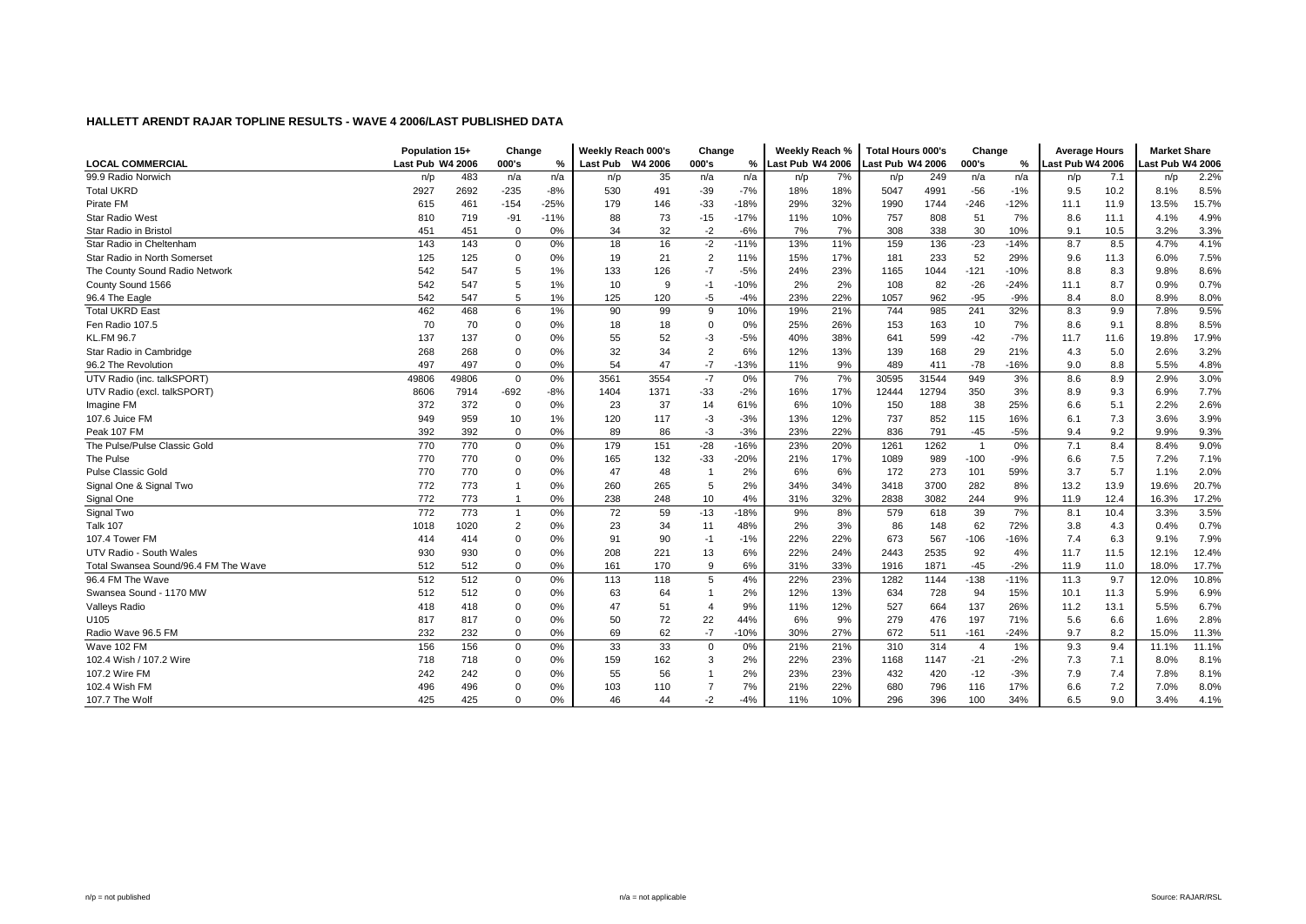## HALLETT ARENDT RAJAR TOPLINE RESULTS - WAVE 4 2006/LAST PUBLISHED DATA

| LOCAL COMMERCIAL | Population 15+ | | Change | | Weekly Reach 000's | | Change | | Weekly Reach % | | Total Hours 000's | | Change | | Average Hours | | Market Share | |
|---|---|---|---|---|---|---|---|---|---|---|---|---|---|---|---|---|---|---|
| | Last Pub | W4 2006 | 000's | % | Last Pub | W4 2006 | 000's | % | Last Pub | W4 2006 | Last Pub | W4 2006 | 000's | % | Last Pub | W4 2006 | Last Pub | W4 2006 |
| 99.9 Radio Norwich | n/p | 483 | n/a | n/a | n/p | 35 | n/a | n/a | n/p | 7% | n/p | 249 | n/a | n/a | n/p | 7.1 | n/p | 2.2% |
| Total UKRD | 2927 | 2692 | -235 | -8% | 530 | 491 | -39 | -7% | 18% | 18% | 5047 | 4991 | -56 | -1% | 9.5 | 10.2 | 8.1% | 8.5% |
| Pirate FM | 615 | 461 | -154 | -25% | 179 | 146 | -33 | -18% | 29% | 32% | 1990 | 1744 | -246 | -12% | 11.1 | 11.9 | 13.5% | 15.7% |
| Star Radio West | 810 | 719 | -91 | -11% | 88 | 73 | -15 | -17% | 11% | 10% | 757 | 808 | 51 | 7% | 8.6 | 11.1 | 4.1% | 4.9% |
| Star Radio in Bristol | 451 | 451 | 0 | 0% | 34 | 32 | -2 | -6% | 7% | 7% | 308 | 338 | 30 | 10% | 9.1 | 10.5 | 3.2% | 3.3% |
| Star Radio in Cheltenham | 143 | 143 | 0 | 0% | 18 | 16 | -2 | -11% | 13% | 11% | 159 | 136 | -23 | -14% | 8.7 | 8.5 | 4.7% | 4.1% |
| Star Radio in North Somerset | 125 | 125 | 0 | 0% | 19 | 21 | 2 | 11% | 15% | 17% | 181 | 233 | 52 | 29% | 9.6 | 11.3 | 6.0% | 7.5% |
| The County Sound Radio Network | 542 | 547 | 5 | 1% | 133 | 126 | -7 | -5% | 24% | 23% | 1165 | 1044 | -121 | -10% | 8.8 | 8.3 | 9.8% | 8.6% |
| County Sound 1566 | 542 | 547 | 5 | 1% | 10 | 9 | -1 | -10% | 2% | 2% | 108 | 82 | -26 | -24% | 11.1 | 8.7 | 0.9% | 0.7% |
| 96.4 The Eagle | 542 | 547 | 5 | 1% | 125 | 120 | -5 | -4% | 23% | 22% | 1057 | 962 | -95 | -9% | 8.4 | 8.0 | 8.9% | 8.0% |
| Total UKRD East | 462 | 468 | 6 | 1% | 90 | 99 | 9 | 10% | 19% | 21% | 744 | 985 | 241 | 32% | 8.3 | 9.9 | 7.8% | 9.5% |
| Fen Radio 107.5 | 70 | 70 | 0 | 0% | 18 | 18 | 0 | 0% | 25% | 26% | 153 | 163 | 10 | 7% | 8.6 | 9.1 | 8.8% | 8.5% |
| KL.FM 96.7 | 137 | 137 | 0 | 0% | 55 | 52 | -3 | -5% | 40% | 38% | 641 | 599 | -42 | -7% | 11.7 | 11.6 | 19.8% | 17.9% |
| Star Radio in Cambridge | 268 | 268 | 0 | 0% | 32 | 34 | 2 | 6% | 12% | 13% | 139 | 168 | 29 | 21% | 4.3 | 5.0 | 2.6% | 3.2% |
| 96.2 The Revolution | 497 | 497 | 0 | 0% | 54 | 47 | -7 | -13% | 11% | 9% | 489 | 411 | -78 | -16% | 9.0 | 8.8 | 5.5% | 4.8% |
| UTV Radio (inc. talkSPORT) | 49806 | 49806 | 0 | 0% | 3561 | 3554 | -7 | 0% | 7% | 7% | 30595 | 31544 | 949 | 3% | 8.6 | 8.9 | 2.9% | 3.0% |
| UTV Radio (excl. talkSPORT) | 8606 | 7914 | -692 | -8% | 1404 | 1371 | -33 | -2% | 16% | 17% | 12444 | 12794 | 350 | 3% | 8.9 | 9.3 | 6.9% | 7.7% |
| Imagine FM | 372 | 372 | 0 | 0% | 23 | 37 | 14 | 61% | 6% | 10% | 150 | 188 | 38 | 25% | 6.6 | 5.1 | 2.2% | 2.6% |
| 107.6 Juice FM | 949 | 959 | 10 | 1% | 120 | 117 | -3 | -3% | 13% | 12% | 737 | 852 | 115 | 16% | 6.1 | 7.3 | 3.6% | 3.9% |
| Peak 107 FM | 392 | 392 | 0 | 0% | 89 | 86 | -3 | -3% | 23% | 22% | 836 | 791 | -45 | -5% | 9.4 | 9.2 | 9.9% | 9.3% |
| The Pulse/Pulse Classic Gold | 770 | 770 | 0 | 0% | 179 | 151 | -28 | -16% | 23% | 20% | 1261 | 1262 | 1 | 0% | 7.1 | 8.4 | 8.4% | 9.0% |
| The Pulse | 770 | 770 | 0 | 0% | 165 | 132 | -33 | -20% | 21% | 17% | 1089 | 989 | -100 | -9% | 6.6 | 7.5 | 7.2% | 7.1% |
| Pulse Classic Gold | 770 | 770 | 0 | 0% | 47 | 48 | 1 | 2% | 6% | 6% | 172 | 273 | 101 | 59% | 3.7 | 5.7 | 1.1% | 2.0% |
| Signal One & Signal Two | 772 | 773 | 1 | 0% | 260 | 265 | 5 | 2% | 34% | 34% | 3418 | 3700 | 282 | 8% | 13.2 | 13.9 | 19.6% | 20.7% |
| Signal One | 772 | 773 | 1 | 0% | 238 | 248 | 10 | 4% | 31% | 32% | 2838 | 3082 | 244 | 9% | 11.9 | 12.4 | 16.3% | 17.2% |
| Signal Two | 772 | 773 | 1 | 0% | 72 | 59 | -13 | -18% | 9% | 8% | 579 | 618 | 39 | 7% | 8.1 | 10.4 | 3.3% | 3.5% |
| Talk 107 | 1018 | 1020 | 2 | 0% | 23 | 34 | 11 | 48% | 2% | 3% | 86 | 148 | 62 | 72% | 3.8 | 4.3 | 0.4% | 0.7% |
| 107.4 Tower FM | 414 | 414 | 0 | 0% | 91 | 90 | -1 | -1% | 22% | 22% | 673 | 567 | -106 | -16% | 7.4 | 6.3 | 9.1% | 7.9% |
| UTV Radio - South Wales | 930 | 930 | 0 | 0% | 208 | 221 | 13 | 6% | 22% | 24% | 2443 | 2535 | 92 | 4% | 11.7 | 11.5 | 12.1% | 12.4% |
| Total Swansea Sound/96.4 FM The Wave | 512 | 512 | 0 | 0% | 161 | 170 | 9 | 6% | 31% | 33% | 1916 | 1871 | -45 | -2% | 11.9 | 11.0 | 18.0% | 17.7% |
| 96.4 FM The Wave | 512 | 512 | 0 | 0% | 113 | 118 | 5 | 4% | 22% | 23% | 1282 | 1144 | -138 | -11% | 11.3 | 9.7 | 12.0% | 10.8% |
| Swansea Sound - 1170 MW | 512 | 512 | 0 | 0% | 63 | 64 | 1 | 2% | 12% | 13% | 634 | 728 | 94 | 15% | 10.1 | 11.3 | 5.9% | 6.9% |
| Valleys Radio | 418 | 418 | 0 | 0% | 47 | 51 | 4 | 9% | 11% | 12% | 527 | 664 | 137 | 26% | 11.2 | 13.1 | 5.5% | 6.7% |
| U105 | 817 | 817 | 0 | 0% | 50 | 72 | 22 | 44% | 6% | 9% | 279 | 476 | 197 | 71% | 5.6 | 6.6 | 1.6% | 2.8% |
| Radio Wave 96.5 FM | 232 | 232 | 0 | 0% | 69 | 62 | -7 | -10% | 30% | 27% | 672 | 511 | -161 | -24% | 9.7 | 8.2 | 15.0% | 11.3% |
| Wave 102 FM | 156 | 156 | 0 | 0% | 33 | 33 | 0 | 0% | 21% | 21% | 310 | 314 | 4 | 1% | 9.3 | 9.4 | 11.1% | 11.1% |
| 102.4 Wish / 107.2 Wire | 718 | 718 | 0 | 0% | 159 | 162 | 3 | 2% | 22% | 23% | 1168 | 1147 | -21 | -2% | 7.3 | 7.1 | 8.0% | 8.1% |
| 107.2 Wire FM | 242 | 242 | 0 | 0% | 55 | 56 | 1 | 2% | 23% | 23% | 432 | 420 | -12 | -3% | 7.9 | 7.4 | 7.8% | 8.1% |
| 102.4 Wish FM | 496 | 496 | 0 | 0% | 103 | 110 | 7 | 7% | 21% | 22% | 680 | 796 | 116 | 17% | 6.6 | 7.2 | 7.0% | 8.0% |
| 107.7 The Wolf | 425 | 425 | 0 | 0% | 46 | 44 | -2 | -4% | 11% | 10% | 296 | 396 | 100 | 34% | 6.5 | 9.0 | 3.4% | 4.1% |

n/p = not published          n/a = not applicable          Source: RAJAR/RSL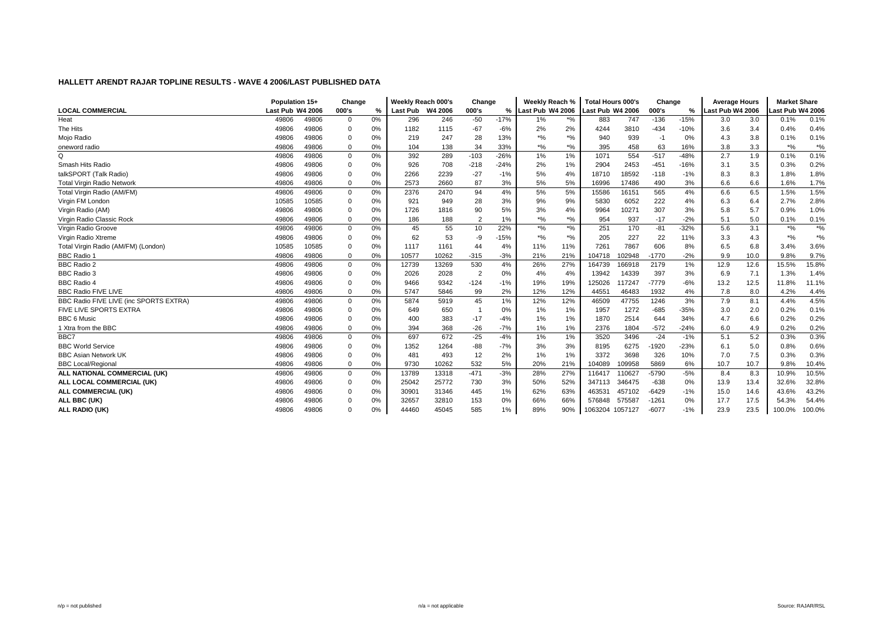# HALLETT ARENDT RAJAR TOPLINE RESULTS - WAVE 4 2006/LAST PUBLISHED DATA

| LOCAL COMMERCIAL | Population 15+ | | Change | | Weekly Reach 000's | | Change | | Weekly Reach % | | Total Hours 000's | | Change | | Average Hours | | Market Share | |
|---|---|---|---|---|---|---|---|---|---|---|---|---|---|---|---|---|---|---|
| | Last Pub | W4 2006 | 000's | % | Last Pub | W4 2006 | 000's | % | Last Pub | W4 2006 | Last Pub | W4 2006 | 000's | % | Last Pub | W4 2006 | Last Pub | W4 2006 |
| Heat | 49806 | 49806 | 0 | 0% | 296 | 246 | -50 | -17% | 1% | *% | 883 | 747 | -136 | -15% | 3.0 | 3.0 | 0.1% | 0.1% |
| The Hits | 49806 | 49806 | 0 | 0% | 1182 | 1115 | -67 | -6% | 2% | 2% | 4244 | 3810 | -434 | -10% | 3.6 | 3.4 | 0.4% | 0.4% |
| Mojo Radio | 49806 | 49806 | 0 | 0% | 219 | 247 | 28 | 13% | *% | *% | 940 | 939 | -1 | 0% | 4.3 | 3.8 | 0.1% | 0.1% |
| oneword radio | 49806 | 49806 | 0 | 0% | 104 | 138 | 34 | 33% | *% | *% | 395 | 458 | 63 | 16% | 3.8 | 3.3 | *% | *% |
| Q | 49806 | 49806 | 0 | 0% | 392 | 289 | -103 | -26% | 1% | 1% | 1071 | 554 | -517 | -48% | 2.7 | 1.9 | 0.1% | 0.1% |
| Smash Hits Radio | 49806 | 49806 | 0 | 0% | 926 | 708 | -218 | -24% | 2% | 1% | 2904 | 2453 | -451 | -16% | 3.1 | 3.5 | 0.3% | 0.2% |
| talkSPORT (Talk Radio) | 49806 | 49806 | 0 | 0% | 2266 | 2239 | -27 | -1% | 5% | 4% | 18710 | 18592 | -118 | -1% | 8.3 | 8.3 | 1.8% | 1.8% |
| Total Virgin Radio Network | 49806 | 49806 | 0 | 0% | 2573 | 2660 | 87 | 3% | 5% | 5% | 16996 | 17486 | 490 | 3% | 6.6 | 6.6 | 1.6% | 1.7% |
| Total Virgin Radio (AM/FM) | 49806 | 49806 | 0 | 0% | 2376 | 2470 | 94 | 4% | 5% | 5% | 15586 | 16151 | 565 | 4% | 6.6 | 6.5 | 1.5% | 1.5% |
| Virgin FM London | 10585 | 10585 | 0 | 0% | 921 | 949 | 28 | 3% | 9% | 9% | 5830 | 6052 | 222 | 4% | 6.3 | 6.4 | 2.7% | 2.8% |
| Virgin Radio (AM) | 49806 | 49806 | 0 | 0% | 1726 | 1816 | 90 | 5% | 3% | 4% | 9964 | 10271 | 307 | 3% | 5.8 | 5.7 | 0.9% | 1.0% |
| Virgin Radio Classic Rock | 49806 | 49806 | 0 | 0% | 186 | 188 | 2 | 1% | *% | *% | 954 | 937 | -17 | -2% | 5.1 | 5.0 | 0.1% | 0.1% |
| Virgin Radio Groove | 49806 | 49806 | 0 | 0% | 45 | 55 | 10 | 22% | *% | *% | 251 | 170 | -81 | -32% | 5.6 | 3.1 | *% | *% |
| Virgin Radio Xtreme | 49806 | 49806 | 0 | 0% | 62 | 53 | -9 | -15% | *% | *% | 205 | 227 | 22 | 11% | 3.3 | 4.3 | *% | *% |
| Total Virgin Radio (AM/FM) (London) | 10585 | 10585 | 0 | 0% | 1117 | 1161 | 44 | 4% | 11% | 11% | 7261 | 7867 | 606 | 8% | 6.5 | 6.8 | 3.4% | 3.6% |
| BBC Radio 1 | 49806 | 49806 | 0 | 0% | 10577 | 10262 | -315 | -3% | 21% | 21% | 104718 | 102948 | -1770 | -2% | 9.9 | 10.0 | 9.8% | 9.7% |
| BBC Radio 2 | 49806 | 49806 | 0 | 0% | 12739 | 13269 | 530 | 4% | 26% | 27% | 164739 | 166918 | 2179 | 1% | 12.9 | 12.6 | 15.5% | 15.8% |
| BBC Radio 3 | 49806 | 49806 | 0 | 0% | 2026 | 2028 | 2 | 0% | 4% | 4% | 13942 | 14339 | 397 | 3% | 6.9 | 7.1 | 1.3% | 1.4% |
| BBC Radio 4 | 49806 | 49806 | 0 | 0% | 9466 | 9342 | -124 | -1% | 19% | 19% | 125026 | 117247 | -7779 | -6% | 13.2 | 12.5 | 11.8% | 11.1% |
| BBC Radio FIVE LIVE | 49806 | 49806 | 0 | 0% | 5747 | 5846 | 99 | 2% | 12% | 12% | 44551 | 46483 | 1932 | 4% | 7.8 | 8.0 | 4.2% | 4.4% |
| BBC Radio FIVE LIVE (inc SPORTS EXTRA) | 49806 | 49806 | 0 | 0% | 5874 | 5919 | 45 | 1% | 12% | 12% | 46509 | 47755 | 1246 | 3% | 7.9 | 8.1 | 4.4% | 4.5% |
| FIVE LIVE SPORTS EXTRA | 49806 | 49806 | 0 | 0% | 649 | 650 | 1 | 0% | 1% | 1% | 1957 | 1272 | -685 | -35% | 3.0 | 2.0 | 0.2% | 0.1% |
| BBC 6 Music | 49806 | 49806 | 0 | 0% | 400 | 383 | -17 | -4% | 1% | 1% | 1870 | 2514 | 644 | 34% | 4.7 | 6.6 | 0.2% | 0.2% |
| 1 Xtra from the BBC | 49806 | 49806 | 0 | 0% | 394 | 368 | -26 | -7% | 1% | 1% | 2376 | 1804 | -572 | -24% | 6.0 | 4.9 | 0.2% | 0.2% |
| BBC7 | 49806 | 49806 | 0 | 0% | 697 | 672 | -25 | -4% | 1% | 1% | 3520 | 3496 | -24 | -1% | 5.1 | 5.2 | 0.3% | 0.3% |
| BBC World Service | 49806 | 49806 | 0 | 0% | 1352 | 1264 | -88 | -7% | 3% | 3% | 8195 | 6275 | -1920 | -23% | 6.1 | 5.0 | 0.8% | 0.6% |
| BBC Asian Network UK | 49806 | 49806 | 0 | 0% | 481 | 493 | 12 | 2% | 1% | 1% | 3372 | 3698 | 326 | 10% | 7.0 | 7.5 | 0.3% | 0.3% |
| BBC Local/Regional | 49806 | 49806 | 0 | 0% | 9730 | 10262 | 532 | 5% | 20% | 21% | 104089 | 109958 | 5869 | 6% | 10.7 | 10.7 | 9.8% | 10.4% |
| **ALL NATIONAL COMMERCIAL (UK)** | 49806 | 49806 | 0 | 0% | 13789 | 13318 | -471 | -3% | 28% | 27% | 116417 | 110627 | -5790 | -5% | 8.4 | 8.3 | 10.9% | 10.5% |
| **ALL LOCAL COMMERCIAL (UK)** | 49806 | 49806 | 0 | 0% | 25042 | 25772 | 730 | 3% | 50% | 52% | 347113 | 346475 | -638 | 0% | 13.9 | 13.4 | 32.6% | 32.8% |
| **ALL COMMERCIAL (UK)** | 49806 | 49806 | 0 | 0% | 30901 | 31346 | 445 | 1% | 62% | 63% | 463531 | 457102 | -6429 | -1% | 15.0 | 14.6 | 43.6% | 43.2% |
| **ALL BBC (UK)** | 49806 | 49806 | 0 | 0% | 32657 | 32810 | 153 | 0% | 66% | 66% | 576848 | 575587 | -1261 | 0% | 17.7 | 17.5 | 54.3% | 54.4% |
| **ALL RADIO (UK)** | 49806 | 49806 | 0 | 0% | 44460 | 45045 | 585 | 1% | 89% | 90% | 1063204 | 1057127 | -6077 | -1% | 23.9 | 23.5 | 100.0% | 100.0% |

n/p = not published

n/a = not applicable

Source: RAJAR/RSL